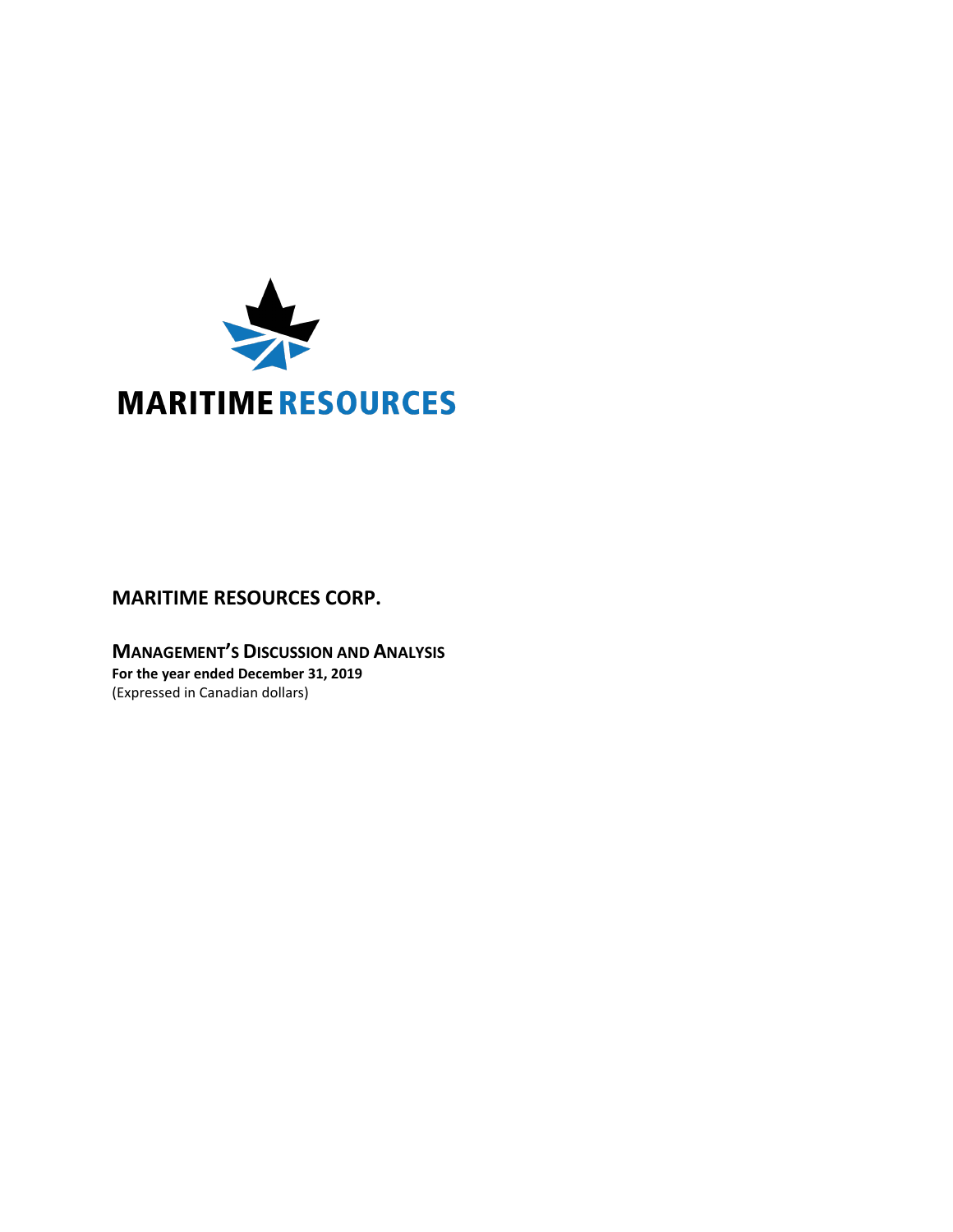MARITIME RESOURCES

# MARITIME RESOURCES CORP.

## MANAGEMENT'S DISCUSSION AND ANALYSIS

**For the year ended December 31, 2019**

(Expressed in Canadian dollars)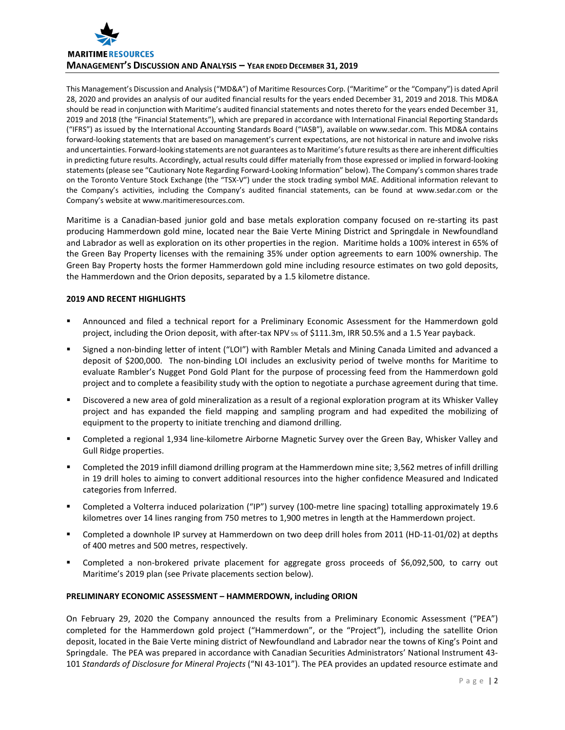This Management's Discussion and Analysis ("MD&A") of Maritime Resources Corp. ("Maritime" or the "Company") is dated April 28, 2020 and provides an analysis of our audited financial results for the years ended December 31, 2019 and 2018. This MD&A should be read in conjunction with Maritime's audited financial statements and notes thereto for the years ended December 31, 2019 and 2018 (the "Financial Statements"), which are prepared in accordance with International Financial Reporting Standards ("IFRS") as issued by the International Accounting Standards Board ("IASB"), available on www.sedar.com. This MD&A contains forward-looking statements that are based on management's current expectations, are not historical in nature and involve risks and uncertainties. Forward-looking statements are not guarantees as to Maritime's future results as there are inherent difficulties in predicting future results. Accordingly, actual results could differ materially from those expressed or implied in forward-looking statements (please see "Cautionary Note Regarding Forward-Looking Information" below). The Company's common shares trade on the Toronto Venture Stock Exchange (the "TSX-V") under the stock trading symbol MAE. Additional information relevant to the Company's activities, including the Company's audited financial statements, can be found at www.sedar.com or the Company's website at www.maritimeresources.com.

Maritime is a Canadian-based junior gold and base metals exploration company focused on re-starting its past producing Hammerdown gold mine, located near the Baie Verte Mining District and Springdale in Newfoundland and Labrador as well as exploration on its other properties in the region. Maritime holds a 100% interest in 65% of the Green Bay Property licenses with the remaining 35% under option agreements to earn 100% ownership. The Green Bay Property hosts the former Hammerdown gold mine including resource estimates on two gold deposits, the Hammerdown and the Orion deposits, separated by a 1.5 kilometre distance.

## 2019 AND RECENT HIGHLIGHTS

- Announced and filed a technical report for a Preliminary Economic Assessment for the Hammerdown gold project, including the Orion deposit, with after-tax NPV 5% of $111.3m, IRR 50.5% and a 1.5 Year payback.
- Signed a non-binding letter of intent ("LOI") with Rambler Metals and Mining Canada Limited and advanced a deposit of $200,000. The non-binding LOI includes an exclusivity period of twelve months for Maritime to evaluate Rambler's Nugget Pond Gold Plant for the purpose of processing feed from the Hammerdown gold project and to complete a feasibility study with the option to negotiate a purchase agreement during that time.
- Discovered a new area of gold mineralization as a result of a regional exploration program at its Whisker Valley project and has expanded the field mapping and sampling program and had expedited the mobilizing of equipment to the property to initiate trenching and diamond drilling.
- Completed a regional 1,934 line-kilometre Airborne Magnetic Survey over the Green Bay, Whisker Valley and Gull Ridge properties.
- Completed the 2019 infill diamond drilling program at the Hammerdown mine site; 3,562 metres of infill drilling in 19 drill holes to aiming to convert additional resources into the higher confidence Measured and Indicated categories from Inferred.
- Completed a Volterra induced polarization ("IP") survey (100-metre line spacing) totalling approximately 19.6 kilometres over 14 lines ranging from 750 metres to 1,900 metres in length at the Hammerdown project.
- Completed a downhole IP survey at Hammerdown on two deep drill holes from 2011 (HD-11-01/02) at depths of 400 metres and 500 metres, respectively.
- Completed a non-brokered private placement for aggregate gross proceeds of $6,092,500, to carry out Maritime's 2019 plan (see Private placements section below).

## PRELIMINARY ECONOMIC ASSESSMENT – HAMMERDOWN, including ORION

On February 29, 2020 the Company announced the results from a Preliminary Economic Assessment ("PEA") completed for the Hammerdown gold project ("Hammerdown", or the "Project"), including the satellite Orion deposit, located in the Baie Verte mining district of Newfoundland and Labrador near the towns of King's Point and Springdale. The PEA was prepared in accordance with Canadian Securities Administrators' National Instrument 43-101 *Standards of Disclosure for Mineral Projects* ("NI 43-101"). The PEA provides an updated resource estimate and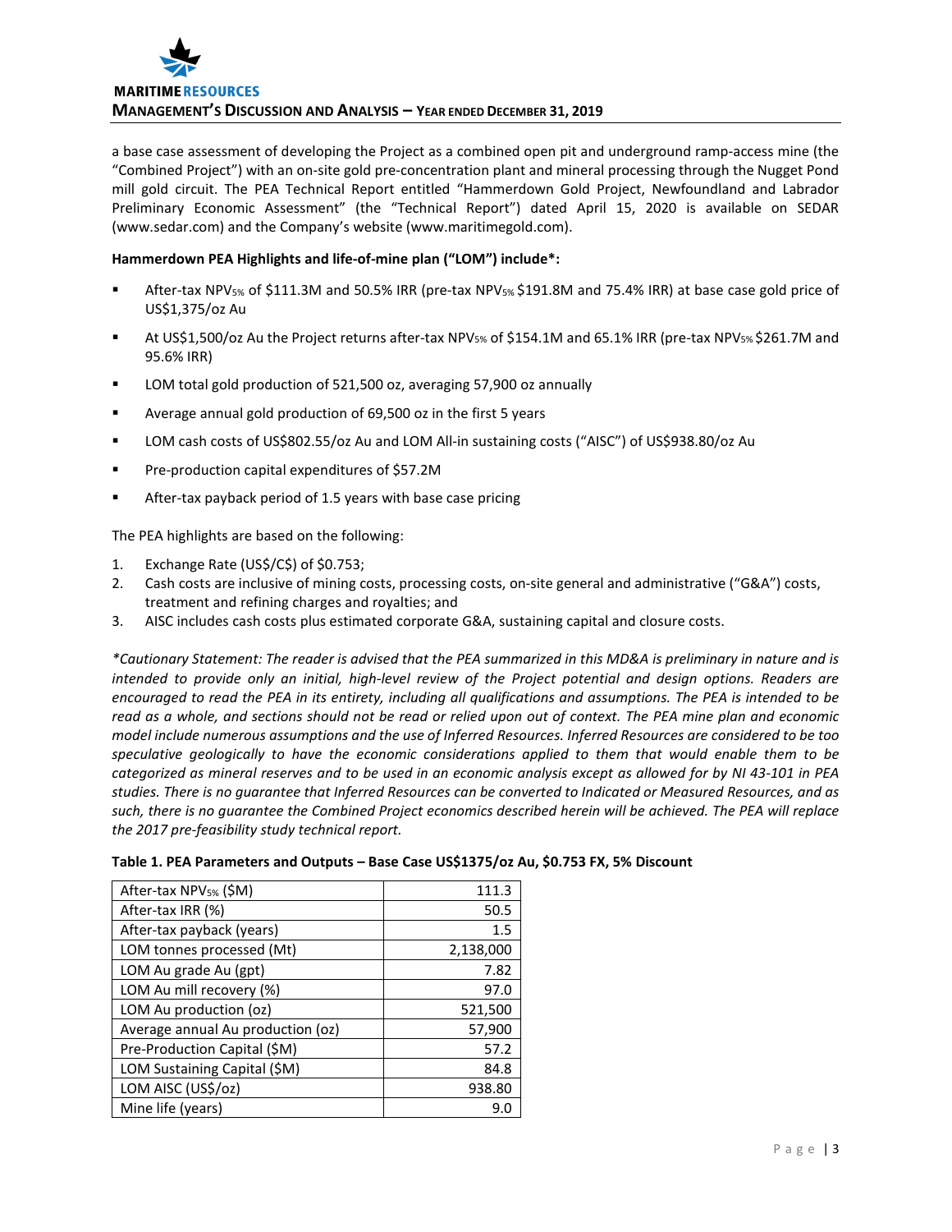a base case assessment of developing the Project as a combined open pit and underground ramp-access mine (the "Combined Project") with an on-site gold pre-concentration plant and mineral processing through the Nugget Pond mill gold circuit. The PEA Technical Report entitled "Hammerdown Gold Project, Newfoundland and Labrador Preliminary Economic Assessment" (the "Technical Report") dated April 15, 2020 is available on SEDAR (www.sedar.com) and the Company's website (www.maritimegold.com).

**Hammerdown PEA Highlights and life-of-mine plan ("LOM") include*:**

- After-tax $NPV_{5\%}$ of $111.3M and 50.5% IRR (pre-tax $NPV_{5\%}$ $191.8M and 75.4% IRR) at base case gold price of US$1,375/oz Au
- At US$1,500/oz Au the Project returns after-tax $NPV_{5\%}$ of $154.1M and 65.1% IRR (pre-tax $NPV_{5\%}$ $261.7M and 95.6% IRR)
- LOM total gold production of 521,500 oz, averaging 57,900 oz annually
- Average annual gold production of 69,500 oz in the first 5 years
- LOM cash costs of US$802.55/oz Au and LOM All-in sustaining costs ("AISC") of US$938.80/oz Au
- Pre-production capital expenditures of $57.2M
- After-tax payback period of 1.5 years with base case pricing

The PEA highlights are based on the following:

1. Exchange Rate (US$/C$) of $0.753;
2. Cash costs are inclusive of mining costs, processing costs, on-site general and administrative ("G&A") costs, treatment and refining charges and royalties; and
3. AISC includes cash costs plus estimated corporate G&A, sustaining capital and closure costs.

*\*Cautionary Statement: The reader is advised that the PEA summarized in this MD&A is preliminary in nature and is intended to provide only an initial, high-level review of the Project potential and design options. Readers are encouraged to read the PEA in its entirety, including all qualifications and assumptions. The PEA is intended to be read as a whole, and sections should not be read or relied upon out of context. The PEA mine plan and economic model include numerous assumptions and the use of Inferred Resources. Inferred Resources are considered to be too speculative geologically to have the economic considerations applied to them that would enable them to be categorized as mineral reserves and to be used in an economic analysis except as allowed for by NI 43-101 in PEA studies. There is no guarantee that Inferred Resources can be converted to Indicated or Measured Resources, and as such, there is no guarantee the Combined Project economics described herein will be achieved. The PEA will replace the 2017 pre-feasibility study technical report.*

**Table 1. PEA Parameters and Outputs – Base Case US$1375/oz Au, $0.753 FX, 5% Discount**

| Parameter | Value |
|---|---:|
| After-tax $NPV_{5\%}$ ($M) | 111.3 |
| After-tax IRR (%) | 50.5 |
| After-tax payback (years) | 1.5 |
| LOM tonnes processed (Mt) | 2,138,000 |
| LOM Au grade Au (gpt) | 7.82 |
| LOM Au mill recovery (%) | 97.0 |
| LOM Au production (oz) | 521,500 |
| Average annual Au production (oz) | 57,900 |
| Pre-Production Capital ($M) | 57.2 |
| LOM Sustaining Capital ($M) | 84.8 |
| LOM AISC (US$/oz) | 938.80 |
| Mine life (years) | 9.0 |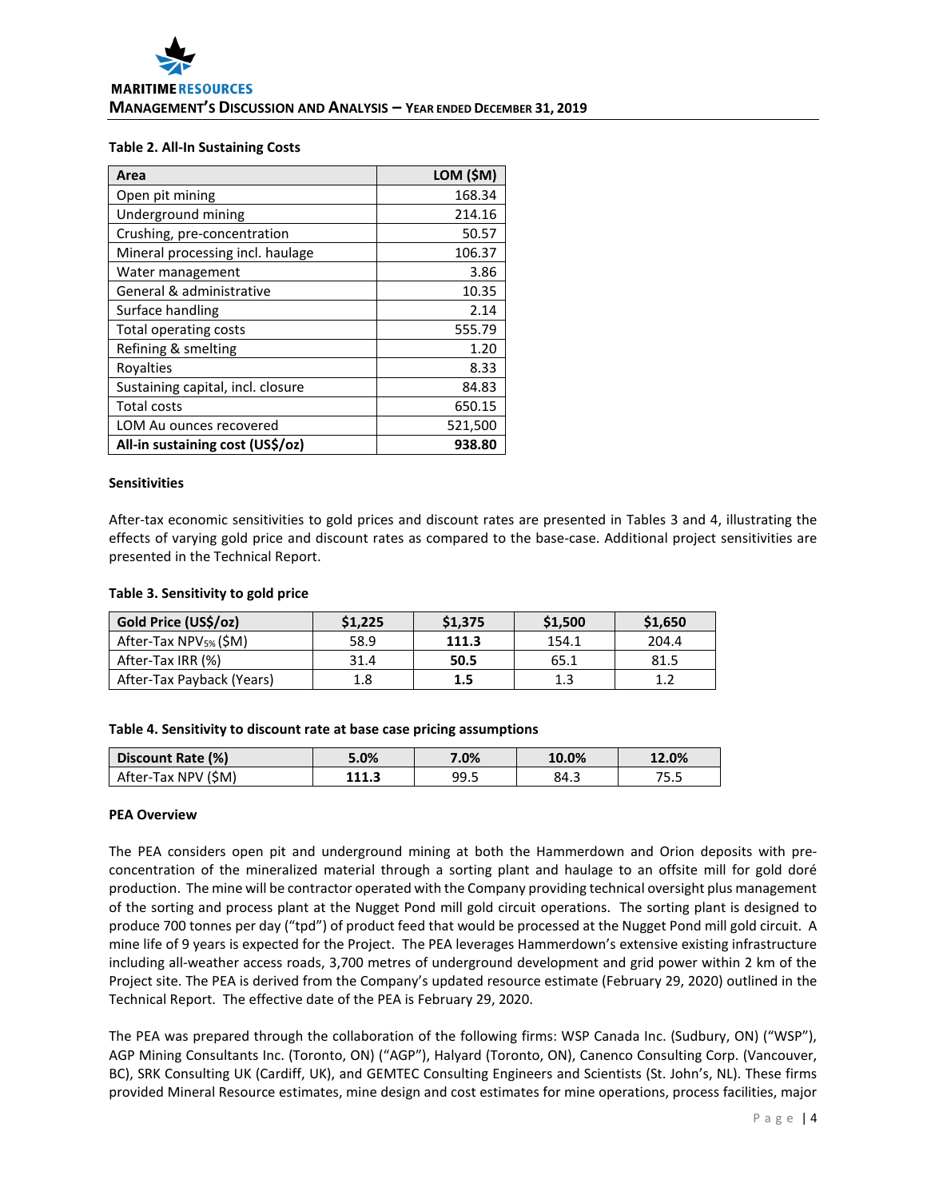**Table 2. All-In Sustaining Costs**

| Area | LOM ($M) |
|---|---|
| Open pit mining | 168.34 |
| Underground mining | 214.16 |
| Crushing, pre-concentration | 50.57 |
| Mineral processing incl. haulage | 106.37 |
| Water management | 3.86 |
| General & administrative | 10.35 |
| Surface handling | 2.14 |
| Total operating costs | 555.79 |
| Refining & smelting | 1.20 |
| Royalties | 8.33 |
| Sustaining capital, incl. closure | 84.83 |
| Total costs | 650.15 |
| LOM Au ounces recovered | 521,500 |
| **All-in sustaining cost (US$/oz)** | **938.80** |

**Sensitivities**

After-tax economic sensitivities to gold prices and discount rates are presented in Tables 3 and 4, illustrating the effects of varying gold price and discount rates as compared to the base-case. Additional project sensitivities are presented in the Technical Report.

**Table 3. Sensitivity to gold price**

| Gold Price (US$/oz) | $1,225 | $1,375 | $1,500 | $1,650 |
|---|---|---|---|---|
| After-Tax $NPV_{5\%}$ ($M) | 58.9 | **111.3** | 154.1 | 204.4 |
| After-Tax IRR (%) | 31.4 | **50.5** | 65.1 | 81.5 |
| After-Tax Payback (Years) | 1.8 | **1.5** | 1.3 | 1.2 |

**Table 4. Sensitivity to discount rate at base case pricing assumptions**

| Discount Rate (%) | 5.0% | 7.0% | 10.0% | 12.0% |
|---|---|---|---|---|
| After-Tax NPV ($M) | **111.3** | 99.5 | 84.3 | 75.5 |

**PEA Overview**

The PEA considers open pit and underground mining at both the Hammerdown and Orion deposits with pre-concentration of the mineralized material through a sorting plant and haulage to an offsite mill for gold doré production. The mine will be contractor operated with the Company providing technical oversight plus management of the sorting and process plant at the Nugget Pond mill gold circuit operations. The sorting plant is designed to produce 700 tonnes per day ("tpd") of product feed that would be processed at the Nugget Pond mill gold circuit. A mine life of 9 years is expected for the Project. The PEA leverages Hammerdown's extensive existing infrastructure including all-weather access roads, 3,700 metres of underground development and grid power within 2 km of the Project site. The PEA is derived from the Company's updated resource estimate (February 29, 2020) outlined in the Technical Report. The effective date of the PEA is February 29, 2020.

The PEA was prepared through the collaboration of the following firms: WSP Canada Inc. (Sudbury, ON) ("WSP"), AGP Mining Consultants Inc. (Toronto, ON) ("AGP"), Halyard (Toronto, ON), Canenco Consulting Corp. (Vancouver, BC), SRK Consulting UK (Cardiff, UK), and GEMTEC Consulting Engineers and Scientists (St. John's, NL). These firms provided Mineral Resource estimates, mine design and cost estimates for mine operations, process facilities, major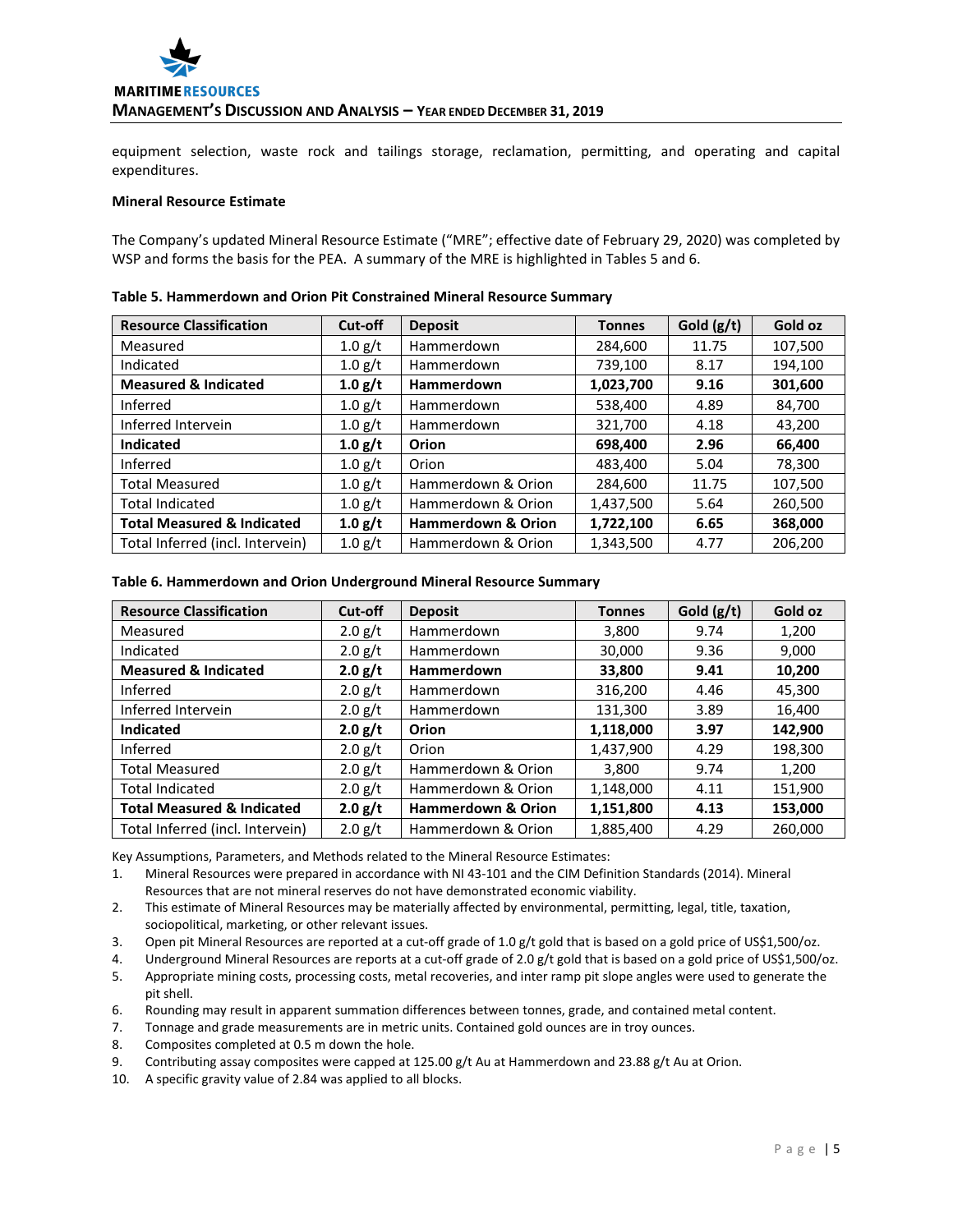equipment selection, waste rock and tailings storage, reclamation, permitting, and operating and capital expenditures.

**Mineral Resource Estimate**

The Company's updated Mineral Resource Estimate ("MRE"; effective date of February 29, 2020) was completed by WSP and forms the basis for the PEA. A summary of the MRE is highlighted in Tables 5 and 6.

**Table 5. Hammerdown and Orion Pit Constrained Mineral Resource Summary**

| Resource Classification | Cut-off | Deposit | Tonnes | Gold (g/t) | Gold oz |
|---|---|---|---|---|---|
| Measured | 1.0 g/t | Hammerdown | 284,600 | 11.75 | 107,500 |
| Indicated | 1.0 g/t | Hammerdown | 739,100 | 8.17 | 194,100 |
| **Measured & Indicated** | **1.0 g/t** | **Hammerdown** | **1,023,700** | **9.16** | **301,600** |
| Inferred | 1.0 g/t | Hammerdown | 538,400 | 4.89 | 84,700 |
| Inferred Intervein | 1.0 g/t | Hammerdown | 321,700 | 4.18 | 43,200 |
| **Indicated** | **1.0 g/t** | **Orion** | **698,400** | **2.96** | **66,400** |
| Inferred | 1.0 g/t | Orion | 483,400 | 5.04 | 78,300 |
| Total Measured | 1.0 g/t | Hammerdown & Orion | 284,600 | 11.75 | 107,500 |
| Total Indicated | 1.0 g/t | Hammerdown & Orion | 1,437,500 | 5.64 | 260,500 |
| **Total Measured & Indicated** | **1.0 g/t** | **Hammerdown & Orion** | **1,722,100** | **6.65** | **368,000** |
| Total Inferred (incl. Intervein) | 1.0 g/t | Hammerdown & Orion | 1,343,500 | 4.77 | 206,200 |

**Table 6. Hammerdown and Orion Underground Mineral Resource Summary**

| Resource Classification | Cut-off | Deposit | Tonnes | Gold (g/t) | Gold oz |
|---|---|---|---|---|---|
| Measured | 2.0 g/t | Hammerdown | 3,800 | 9.74 | 1,200 |
| Indicated | 2.0 g/t | Hammerdown | 30,000 | 9.36 | 9,000 |
| **Measured & Indicated** | **2.0 g/t** | **Hammerdown** | **33,800** | **9.41** | **10,200** |
| Inferred | 2.0 g/t | Hammerdown | 316,200 | 4.46 | 45,300 |
| Inferred Intervein | 2.0 g/t | Hammerdown | 131,300 | 3.89 | 16,400 |
| **Indicated** | **2.0 g/t** | **Orion** | **1,118,000** | **3.97** | **142,900** |
| Inferred | 2.0 g/t | Orion | 1,437,900 | 4.29 | 198,300 |
| Total Measured | 2.0 g/t | Hammerdown & Orion | 3,800 | 9.74 | 1,200 |
| Total Indicated | 2.0 g/t | Hammerdown & Orion | 1,148,000 | 4.11 | 151,900 |
| **Total Measured & Indicated** | **2.0 g/t** | **Hammerdown & Orion** | **1,151,800** | **4.13** | **153,000** |
| Total Inferred (incl. Intervein) | 2.0 g/t | Hammerdown & Orion | 1,885,400 | 4.29 | 260,000 |

Key Assumptions, Parameters, and Methods related to the Mineral Resource Estimates:

1. Mineral Resources were prepared in accordance with NI 43-101 and the CIM Definition Standards (2014). Mineral Resources that are not mineral reserves do not have demonstrated economic viability.
2. This estimate of Mineral Resources may be materially affected by environmental, permitting, legal, title, taxation, sociopolitical, marketing, or other relevant issues.
3. Open pit Mineral Resources are reported at a cut-off grade of 1.0 g/t gold that is based on a gold price of US$1,500/oz.
4. Underground Mineral Resources are reports at a cut-off grade of 2.0 g/t gold that is based on a gold price of US$1,500/oz.
5. Appropriate mining costs, processing costs, metal recoveries, and inter ramp pit slope angles were used to generate the pit shell.
6. Rounding may result in apparent summation differences between tonnes, grade, and contained metal content.
7. Tonnage and grade measurements are in metric units. Contained gold ounces are in troy ounces.
8. Composites completed at 0.5 m down the hole.
9. Contributing assay composites were capped at 125.00 g/t Au at Hammerdown and 23.88 g/t Au at Orion.
10. A specific gravity value of 2.84 was applied to all blocks.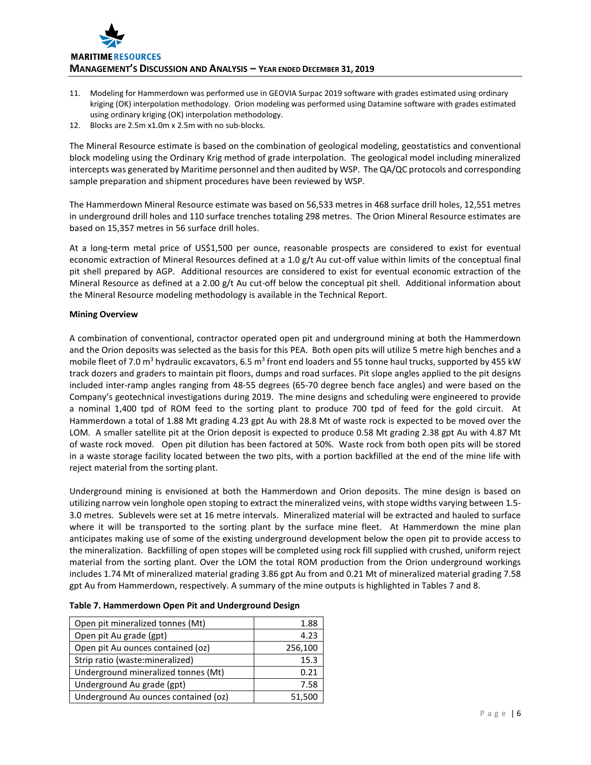11. Modeling for Hammerdown was performed use in GEOVIA Surpac 2019 software with grades estimated using ordinary kriging (OK) interpolation methodology. Orion modeling was performed using Datamine software with grades estimated using ordinary kriging (OK) interpolation methodology.
12. Blocks are 2.5m x1.0m x 2.5m with no sub-blocks.

The Mineral Resource estimate is based on the combination of geological modeling, geostatistics and conventional block modeling using the Ordinary Krig method of grade interpolation. The geological model including mineralized intercepts was generated by Maritime personnel and then audited by WSP. The QA/QC protocols and corresponding sample preparation and shipment procedures have been reviewed by WSP.

The Hammerdown Mineral Resource estimate was based on 56,533 metres in 468 surface drill holes, 12,551 metres in underground drill holes and 110 surface trenches totaling 298 metres. The Orion Mineral Resource estimates are based on 15,357 metres in 56 surface drill holes.

At a long-term metal price of US$1,500 per ounce, reasonable prospects are considered to exist for eventual economic extraction of Mineral Resources defined at a 1.0 g/t Au cut-off value within limits of the conceptual final pit shell prepared by AGP. Additional resources are considered to exist for eventual economic extraction of the Mineral Resource as defined at a 2.00 g/t Au cut-off below the conceptual pit shell. Additional information about the Mineral Resource modeling methodology is available in the Technical Report.

**Mining Overview**

A combination of conventional, contractor operated open pit and underground mining at both the Hammerdown and the Orion deposits was selected as the basis for this PEA. Both open pits will utilize 5 metre high benches and a mobile fleet of 7.0 $m^3$ hydraulic excavators, 6.5 $m^3$ front end loaders and 55 tonne haul trucks, supported by 455 kW track dozers and graders to maintain pit floors, dumps and road surfaces. Pit slope angles applied to the pit designs included inter-ramp angles ranging from 48-55 degrees (65-70 degree bench face angles) and were based on the Company's geotechnical investigations during 2019. The mine designs and scheduling were engineered to provide a nominal 1,400 tpd of ROM feed to the sorting plant to produce 700 tpd of feed for the gold circuit. At Hammerdown a total of 1.88 Mt grading 4.23 gpt Au with 28.8 Mt of waste rock is expected to be moved over the LOM. A smaller satellite pit at the Orion deposit is expected to produce 0.58 Mt grading 2.38 gpt Au with 4.87 Mt of waste rock moved. Open pit dilution has been factored at 50%. Waste rock from both open pits will be stored in a waste storage facility located between the two pits, with a portion backfilled at the end of the mine life with reject material from the sorting plant.

Underground mining is envisioned at both the Hammerdown and Orion deposits. The mine design is based on utilizing narrow vein longhole open stoping to extract the mineralized veins, with stope widths varying between 1.5-3.0 metres. Sublevels were set at 16 metre intervals. Mineralized material will be extracted and hauled to surface where it will be transported to the sorting plant by the surface mine fleet. At Hammerdown the mine plan anticipates making use of some of the existing underground development below the open pit to provide access to the mineralization. Backfilling of open stopes will be completed using rock fill supplied with crushed, uniform reject material from the sorting plant. Over the LOM the total ROM production from the Orion underground workings includes 1.74 Mt of mineralized material grading 3.86 gpt Au from and 0.21 Mt of mineralized material grading 7.58 gpt Au from Hammerdown, respectively. A summary of the mine outputs is highlighted in Tables 7 and 8.

**Table 7. Hammerdown Open Pit and Underground Design**

| | |
|---|---:|
| Open pit mineralized tonnes (Mt) | 1.88 |
| Open pit Au grade (gpt) | 4.23 |
| Open pit Au ounces contained (oz) | 256,100 |
| Strip ratio (waste:mineralized) | 15.3 |
| Underground mineralized tonnes (Mt) | 0.21 |
| Underground Au grade (gpt) | 7.58 |
| Underground Au ounces contained (oz) | 51,500 |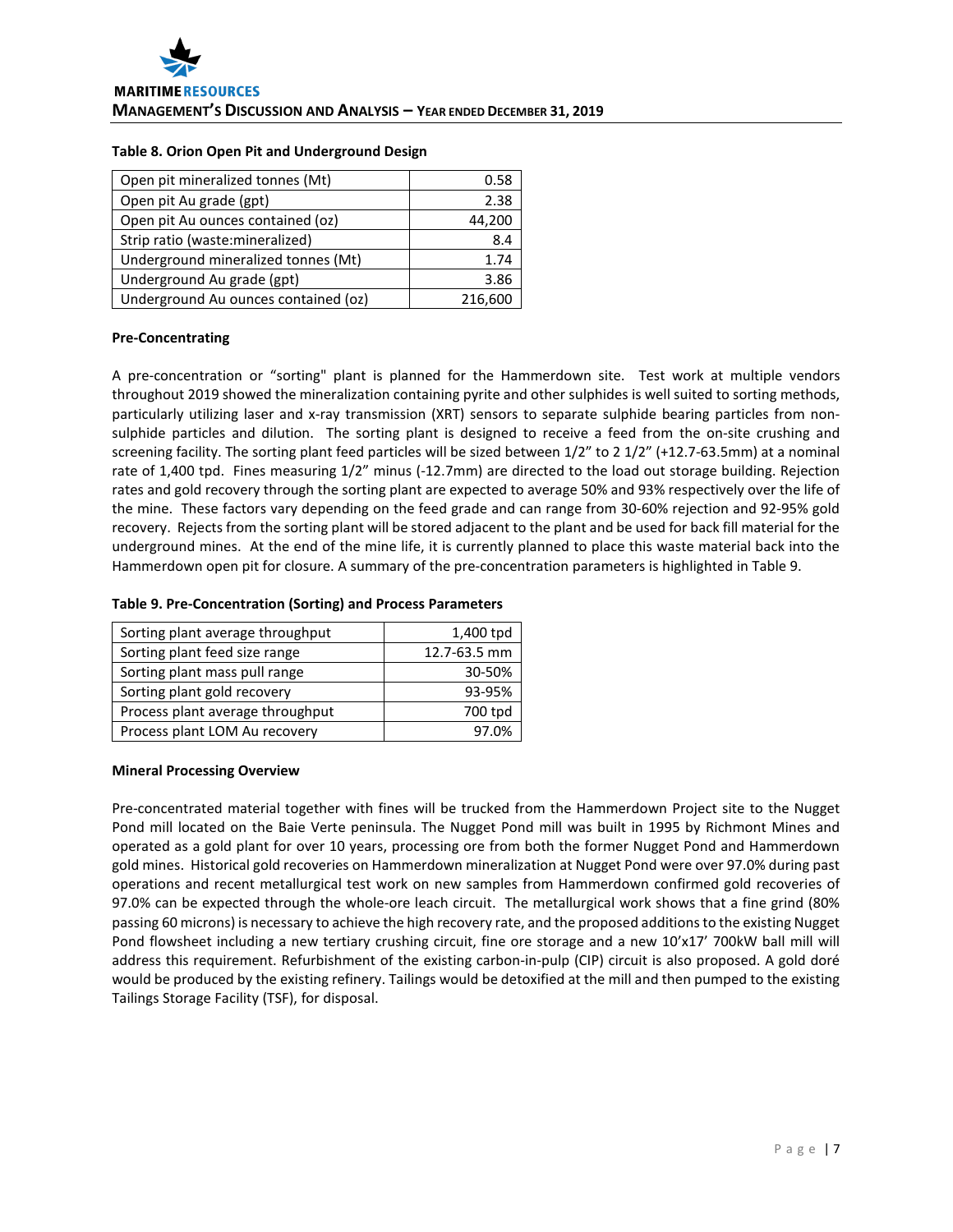**Table 8. Orion Open Pit and Underground Design**

| | |
|---|---|
| Open pit mineralized tonnes (Mt) | 0.58 |
| Open pit Au grade (gpt) | 2.38 |
| Open pit Au ounces contained (oz) | 44,200 |
| Strip ratio (waste:mineralized) | 8.4 |
| Underground mineralized tonnes (Mt) | 1.74 |
| Underground Au grade (gpt) | 3.86 |
| Underground Au ounces contained (oz) | 216,600 |

**Pre-Concentrating**

A pre-concentration or "sorting" plant is planned for the Hammerdown site. Test work at multiple vendors throughout 2019 showed the mineralization containing pyrite and other sulphides is well suited to sorting methods, particularly utilizing laser and x-ray transmission (XRT) sensors to separate sulphide bearing particles from non-sulphide particles and dilution. The sorting plant is designed to receive a feed from the on-site crushing and screening facility. The sorting plant feed particles will be sized between 1/2" to 2 1/2" (+12.7-63.5mm) at a nominal rate of 1,400 tpd. Fines measuring 1/2" minus (-12.7mm) are directed to the load out storage building. Rejection rates and gold recovery through the sorting plant are expected to average 50% and 93% respectively over the life of the mine. These factors vary depending on the feed grade and can range from 30-60% rejection and 92-95% gold recovery. Rejects from the sorting plant will be stored adjacent to the plant and be used for back fill material for the underground mines. At the end of the mine life, it is currently planned to place this waste material back into the Hammerdown open pit for closure. A summary of the pre-concentration parameters is highlighted in Table 9.

**Table 9. Pre-Concentration (Sorting) and Process Parameters**

| | |
|---|---|
| Sorting plant average throughput | 1,400 tpd |
| Sorting plant feed size range | 12.7-63.5 mm |
| Sorting plant mass pull range | 30-50% |
| Sorting plant gold recovery | 93-95% |
| Process plant average throughput | 700 tpd |
| Process plant LOM Au recovery | 97.0% |

**Mineral Processing Overview**

Pre-concentrated material together with fines will be trucked from the Hammerdown Project site to the Nugget Pond mill located on the Baie Verte peninsula. The Nugget Pond mill was built in 1995 by Richmont Mines and operated as a gold plant for over 10 years, processing ore from both the former Nugget Pond and Hammerdown gold mines. Historical gold recoveries on Hammerdown mineralization at Nugget Pond were over 97.0% during past operations and recent metallurgical test work on new samples from Hammerdown confirmed gold recoveries of 97.0% can be expected through the whole-ore leach circuit. The metallurgical work shows that a fine grind (80% passing 60 microns) is necessary to achieve the high recovery rate, and the proposed additions to the existing Nugget Pond flowsheet including a new tertiary crushing circuit, fine ore storage and a new 10'x17' 700kW ball mill will address this requirement. Refurbishment of the existing carbon-in-pulp (CIP) circuit is also proposed. A gold doré would be produced by the existing refinery. Tailings would be detoxified at the mill and then pumped to the existing Tailings Storage Facility (TSF), for disposal.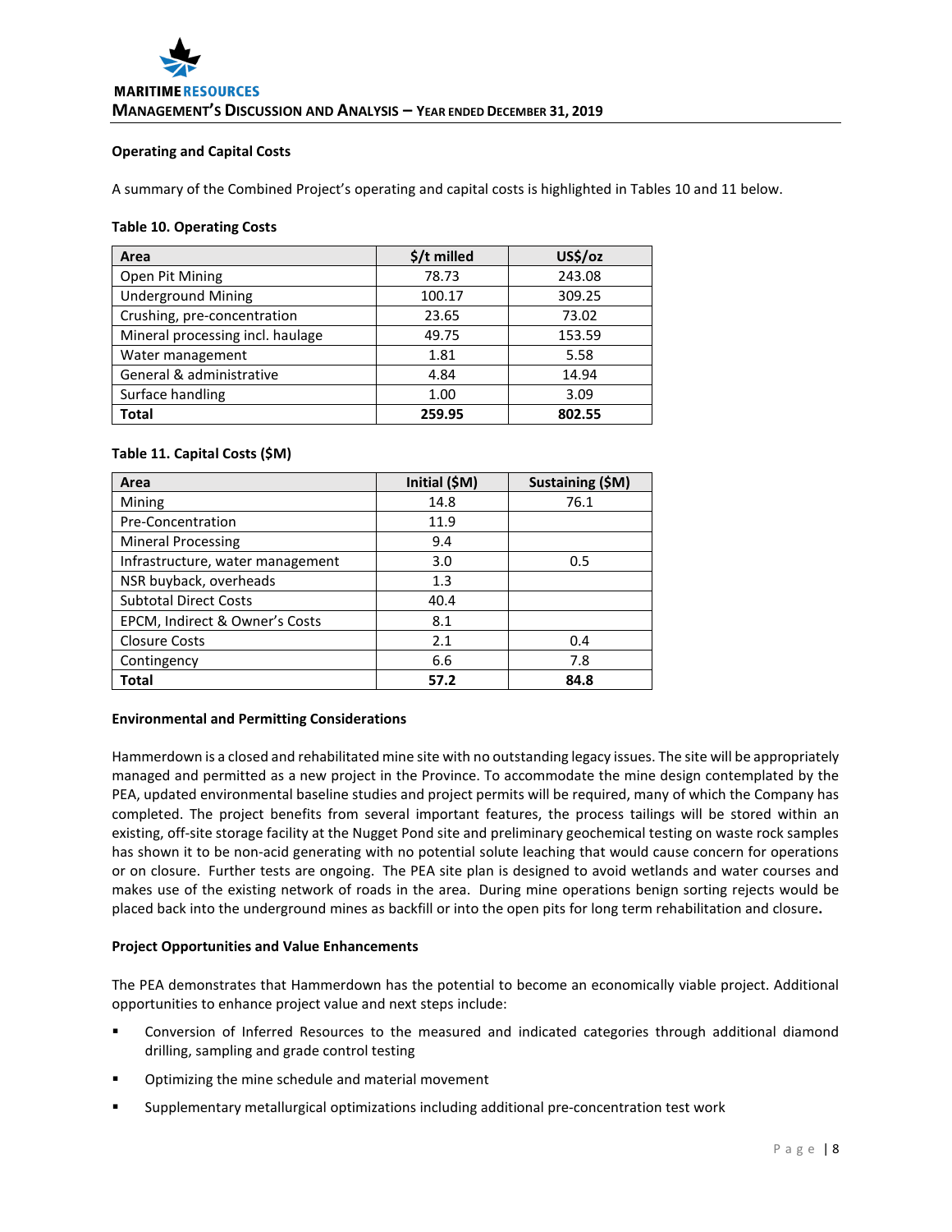### Operating and Capital Costs

A summary of the Combined Project's operating and capital costs is highlighted in Tables 10 and 11 below.

**Table 10. Operating Costs**

| Area | $/t milled | US$/oz |
|---|---|---|
| Open Pit Mining | 78.73 | 243.08 |
| Underground Mining | 100.17 | 309.25 |
| Crushing, pre-concentration | 23.65 | 73.02 |
| Mineral processing incl. haulage | 49.75 | 153.59 |
| Water management | 1.81 | 5.58 |
| General & administrative | 4.84 | 14.94 |
| Surface handling | 1.00 | 3.09 |
| **Total** | **259.95** | **802.55** |

**Table 11. Capital Costs ($M)**

| Area | Initial ($M) | Sustaining ($M) |
|---|---|---|
| Mining | 14.8 | 76.1 |
| Pre-Concentration | 11.9 | |
| Mineral Processing | 9.4 | |
| Infrastructure, water management | 3.0 | 0.5 |
| NSR buyback, overheads | 1.3 | |
| Subtotal Direct Costs | 40.4 | |
| EPCM, Indirect & Owner's Costs | 8.1 | |
| Closure Costs | 2.1 | 0.4 |
| Contingency | 6.6 | 7.8 |
| **Total** | **57.2** | **84.8** |

### Environmental and Permitting Considerations

Hammerdown is a closed and rehabilitated mine site with no outstanding legacy issues. The site will be appropriately managed and permitted as a new project in the Province. To accommodate the mine design contemplated by the PEA, updated environmental baseline studies and project permits will be required, many of which the Company has completed. The project benefits from several important features, the process tailings will be stored within an existing, off-site storage facility at the Nugget Pond site and preliminary geochemical testing on waste rock samples has shown it to be non-acid generating with no potential solute leaching that would cause concern for operations or on closure. Further tests are ongoing. The PEA site plan is designed to avoid wetlands and water courses and makes use of the existing network of roads in the area. During mine operations benign sorting rejects would be placed back into the underground mines as backfill or into the open pits for long term rehabilitation and closure.

### Project Opportunities and Value Enhancements

The PEA demonstrates that Hammerdown has the potential to become an economically viable project. Additional opportunities to enhance project value and next steps include:

- Conversion of Inferred Resources to the measured and indicated categories through additional diamond drilling, sampling and grade control testing
- Optimizing the mine schedule and material movement
- Supplementary metallurgical optimizations including additional pre-concentration test work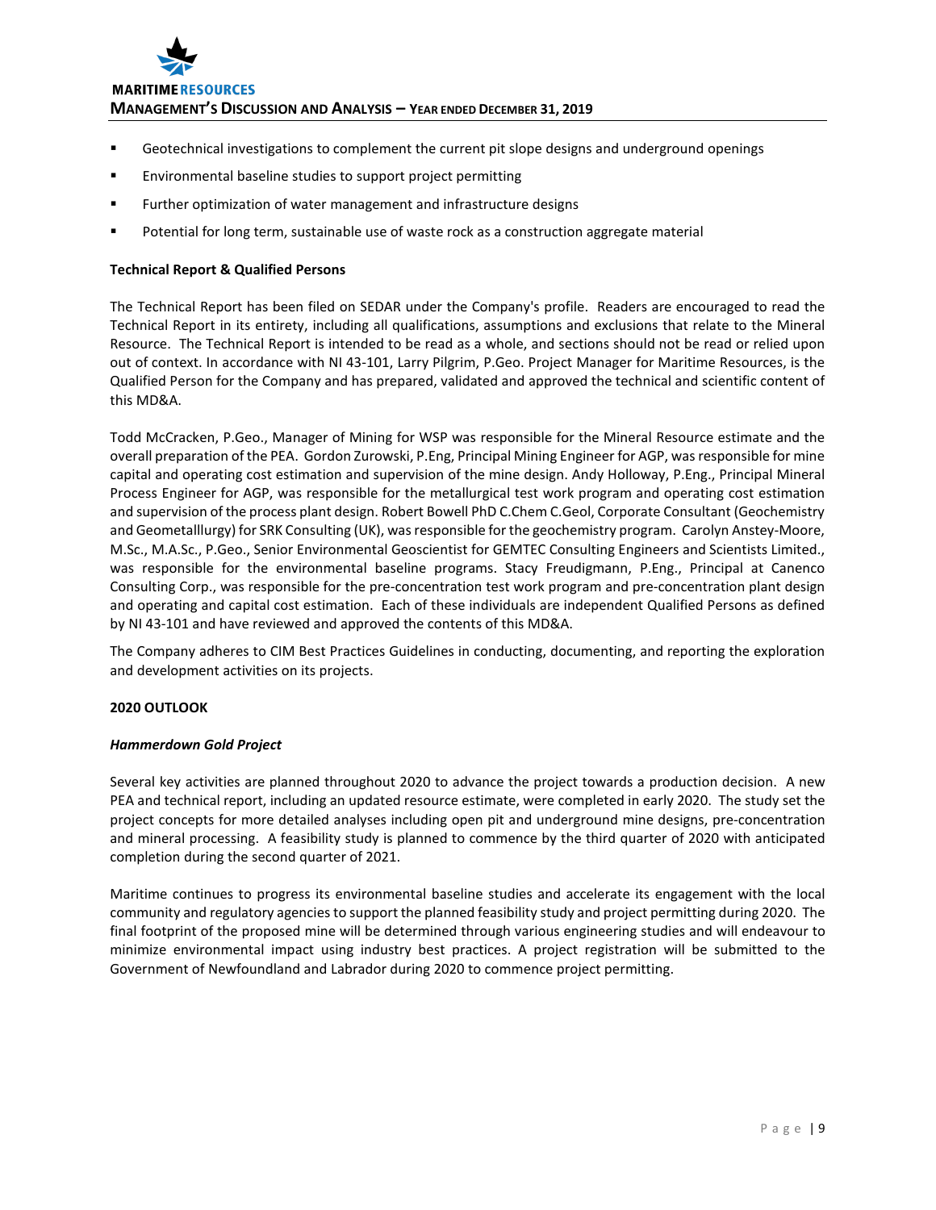- Geotechnical investigations to complement the current pit slope designs and underground openings
- Environmental baseline studies to support project permitting
- Further optimization of water management and infrastructure designs
- Potential for long term, sustainable use of waste rock as a construction aggregate material

**Technical Report & Qualified Persons**

The Technical Report has been filed on SEDAR under the Company's profile. Readers are encouraged to read the Technical Report in its entirety, including all qualifications, assumptions and exclusions that relate to the Mineral Resource. The Technical Report is intended to be read as a whole, and sections should not be read or relied upon out of context. In accordance with NI 43-101, Larry Pilgrim, P.Geo. Project Manager for Maritime Resources, is the Qualified Person for the Company and has prepared, validated and approved the technical and scientific content of this MD&A.

Todd McCracken, P.Geo., Manager of Mining for WSP was responsible for the Mineral Resource estimate and the overall preparation of the PEA. Gordon Zurowski, P.Eng, Principal Mining Engineer for AGP, was responsible for mine capital and operating cost estimation and supervision of the mine design. Andy Holloway, P.Eng., Principal Mineral Process Engineer for AGP, was responsible for the metallurgical test work program and operating cost estimation and supervision of the process plant design. Robert Bowell PhD C.Chem C.Geol, Corporate Consultant (Geochemistry and Geometalllurgy) for SRK Consulting (UK), was responsible for the geochemistry program. Carolyn Anstey-Moore, M.Sc., M.A.Sc., P.Geo., Senior Environmental Geoscientist for GEMTEC Consulting Engineers and Scientists Limited., was responsible for the environmental baseline programs. Stacy Freudigmann, P.Eng., Principal at Canenco Consulting Corp., was responsible for the pre-concentration test work program and pre-concentration plant design and operating and capital cost estimation. Each of these individuals are independent Qualified Persons as defined by NI 43-101 and have reviewed and approved the contents of this MD&A.

The Company adheres to CIM Best Practices Guidelines in conducting, documenting, and reporting the exploration and development activities on its projects.

**2020 OUTLOOK**

***Hammerdown Gold Project***

Several key activities are planned throughout 2020 to advance the project towards a production decision. A new PEA and technical report, including an updated resource estimate, were completed in early 2020. The study set the project concepts for more detailed analyses including open pit and underground mine designs, pre-concentration and mineral processing. A feasibility study is planned to commence by the third quarter of 2020 with anticipated completion during the second quarter of 2021.

Maritime continues to progress its environmental baseline studies and accelerate its engagement with the local community and regulatory agencies to support the planned feasibility study and project permitting during 2020. The final footprint of the proposed mine will be determined through various engineering studies and will endeavour to minimize environmental impact using industry best practices. A project registration will be submitted to the Government of Newfoundland and Labrador during 2020 to commence project permitting.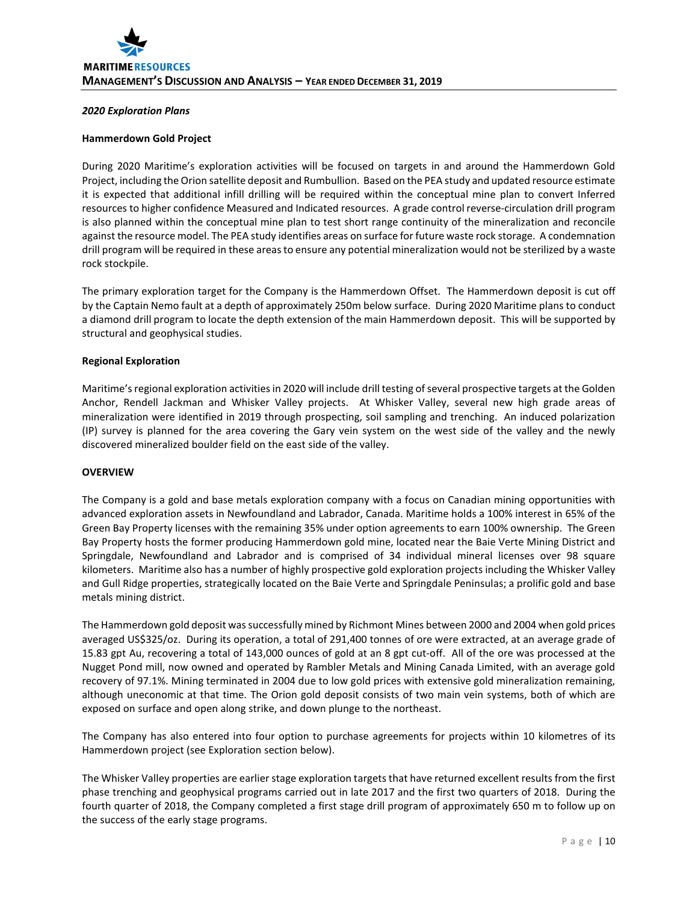*2020 Exploration Plans*

**Hammerdown Gold Project**

During 2020 Maritime's exploration activities will be focused on targets in and around the Hammerdown Gold Project, including the Orion satellite deposit and Rumbullion. Based on the PEA study and updated resource estimate it is expected that additional infill drilling will be required within the conceptual mine plan to convert Inferred resources to higher confidence Measured and Indicated resources. A grade control reverse-circulation drill program is also planned within the conceptual mine plan to test short range continuity of the mineralization and reconcile against the resource model. The PEA study identifies areas on surface for future waste rock storage. A condemnation drill program will be required in these areas to ensure any potential mineralization would not be sterilized by a waste rock stockpile.

The primary exploration target for the Company is the Hammerdown Offset. The Hammerdown deposit is cut off by the Captain Nemo fault at a depth of approximately 250m below surface. During 2020 Maritime plans to conduct a diamond drill program to locate the depth extension of the main Hammerdown deposit. This will be supported by structural and geophysical studies.

**Regional Exploration**

Maritime's regional exploration activities in 2020 will include drill testing of several prospective targets at the Golden Anchor, Rendell Jackman and Whisker Valley projects. At Whisker Valley, several new high grade areas of mineralization were identified in 2019 through prospecting, soil sampling and trenching. An induced polarization (IP) survey is planned for the area covering the Gary vein system on the west side of the valley and the newly discovered mineralized boulder field on the east side of the valley.

**OVERVIEW**

The Company is a gold and base metals exploration company with a focus on Canadian mining opportunities with advanced exploration assets in Newfoundland and Labrador, Canada. Maritime holds a 100% interest in 65% of the Green Bay Property licenses with the remaining 35% under option agreements to earn 100% ownership. The Green Bay Property hosts the former producing Hammerdown gold mine, located near the Baie Verte Mining District and Springdale, Newfoundland and Labrador and is comprised of 34 individual mineral licenses over 98 square kilometers. Maritime also has a number of highly prospective gold exploration projects including the Whisker Valley and Gull Ridge properties, strategically located on the Baie Verte and Springdale Peninsulas; a prolific gold and base metals mining district.

The Hammerdown gold deposit was successfully mined by Richmont Mines between 2000 and 2004 when gold prices averaged US$325/oz. During its operation, a total of 291,400 tonnes of ore were extracted, at an average grade of 15.83 gpt Au, recovering a total of 143,000 ounces of gold at an 8 gpt cut-off. All of the ore was processed at the Nugget Pond mill, now owned and operated by Rambler Metals and Mining Canada Limited, with an average gold recovery of 97.1%. Mining terminated in 2004 due to low gold prices with extensive gold mineralization remaining, although uneconomic at that time. The Orion gold deposit consists of two main vein systems, both of which are exposed on surface and open along strike, and down plunge to the northeast.

The Company has also entered into four option to purchase agreements for projects within 10 kilometres of its Hammerdown project (see Exploration section below).

The Whisker Valley properties are earlier stage exploration targets that have returned excellent results from the first phase trenching and geophysical programs carried out in late 2017 and the first two quarters of 2018. During the fourth quarter of 2018, the Company completed a first stage drill program of approximately 650 m to follow up on the success of the early stage programs.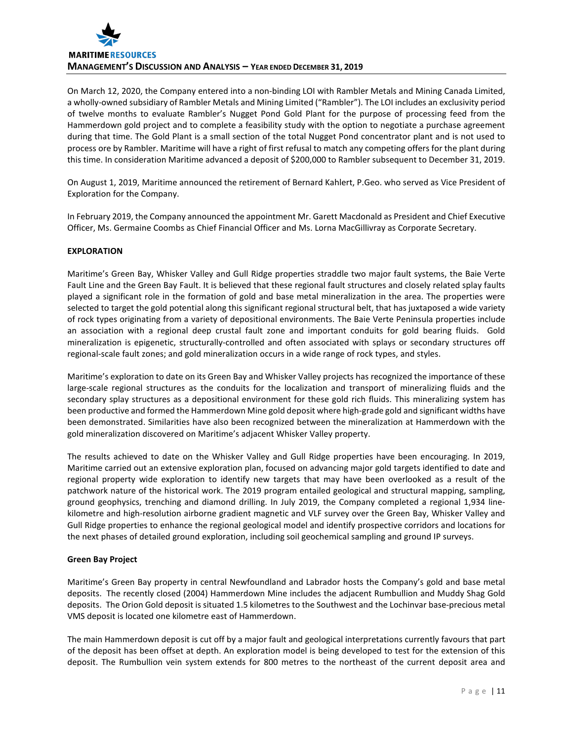On March 12, 2020, the Company entered into a non-binding LOI with Rambler Metals and Mining Canada Limited, a wholly-owned subsidiary of Rambler Metals and Mining Limited ("Rambler"). The LOI includes an exclusivity period of twelve months to evaluate Rambler's Nugget Pond Gold Plant for the purpose of processing feed from the Hammerdown gold project and to complete a feasibility study with the option to negotiate a purchase agreement during that time. The Gold Plant is a small section of the total Nugget Pond concentrator plant and is not used to process ore by Rambler. Maritime will have a right of first refusal to match any competing offers for the plant during this time. In consideration Maritime advanced a deposit of $200,000 to Rambler subsequent to December 31, 2019.

On August 1, 2019, Maritime announced the retirement of Bernard Kahlert, P.Geo. who served as Vice President of Exploration for the Company.

In February 2019, the Company announced the appointment Mr. Garett Macdonald as President and Chief Executive Officer, Ms. Germaine Coombs as Chief Financial Officer and Ms. Lorna MacGillivray as Corporate Secretary.

## EXPLORATION

Maritime's Green Bay, Whisker Valley and Gull Ridge properties straddle two major fault systems, the Baie Verte Fault Line and the Green Bay Fault. It is believed that these regional fault structures and closely related splay faults played a significant role in the formation of gold and base metal mineralization in the area. The properties were selected to target the gold potential along this significant regional structural belt, that has juxtaposed a wide variety of rock types originating from a variety of depositional environments. The Baie Verte Peninsula properties include an association with a regional deep crustal fault zone and important conduits for gold bearing fluids. Gold mineralization is epigenetic, structurally-controlled and often associated with splays or secondary structures off regional-scale fault zones; and gold mineralization occurs in a wide range of rock types, and styles.

Maritime's exploration to date on its Green Bay and Whisker Valley projects has recognized the importance of these large-scale regional structures as the conduits for the localization and transport of mineralizing fluids and the secondary splay structures as a depositional environment for these gold rich fluids. This mineralizing system has been productive and formed the Hammerdown Mine gold deposit where high-grade gold and significant widths have been demonstrated. Similarities have also been recognized between the mineralization at Hammerdown with the gold mineralization discovered on Maritime's adjacent Whisker Valley property.

The results achieved to date on the Whisker Valley and Gull Ridge properties have been encouraging. In 2019, Maritime carried out an extensive exploration plan, focused on advancing major gold targets identified to date and regional property wide exploration to identify new targets that may have been overlooked as a result of the patchwork nature of the historical work. The 2019 program entailed geological and structural mapping, sampling, ground geophysics, trenching and diamond drilling. In July 2019, the Company completed a regional 1,934 line-kilometre and high-resolution airborne gradient magnetic and VLF survey over the Green Bay, Whisker Valley and Gull Ridge properties to enhance the regional geological model and identify prospective corridors and locations for the next phases of detailed ground exploration, including soil geochemical sampling and ground IP surveys.

### Green Bay Project

Maritime's Green Bay property in central Newfoundland and Labrador hosts the Company's gold and base metal deposits. The recently closed (2004) Hammerdown Mine includes the adjacent Rumbullion and Muddy Shag Gold deposits. The Orion Gold deposit is situated 1.5 kilometres to the Southwest and the Lochinvar base-precious metal VMS deposit is located one kilometre east of Hammerdown.

The main Hammerdown deposit is cut off by a major fault and geological interpretations currently favours that part of the deposit has been offset at depth. An exploration model is being developed to test for the extension of this deposit. The Rumbullion vein system extends for 800 metres to the northeast of the current deposit area and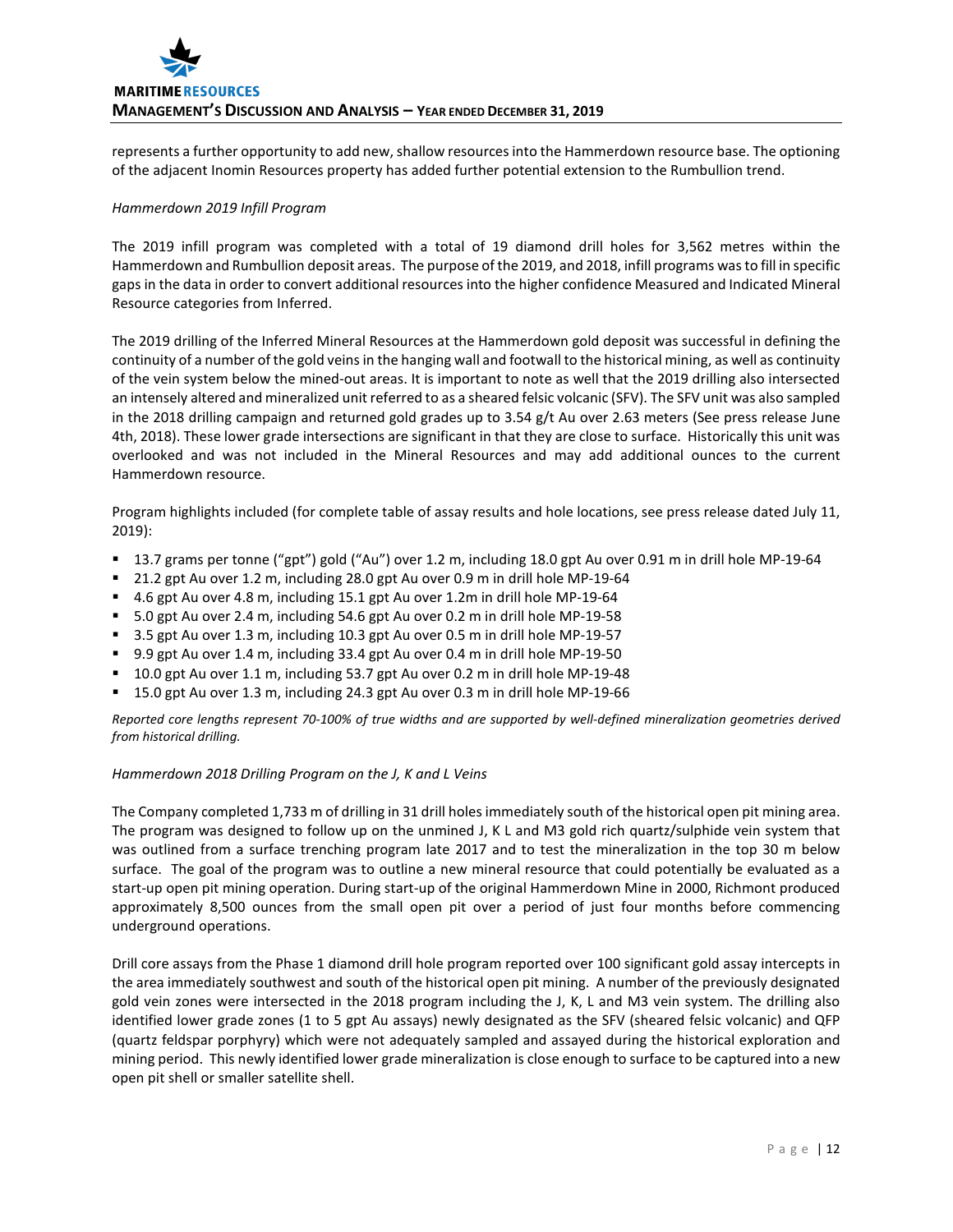represents a further opportunity to add new, shallow resources into the Hammerdown resource base. The optioning of the adjacent Inomin Resources property has added further potential extension to the Rumbullion trend.

*Hammerdown 2019 Infill Program*

The 2019 infill program was completed with a total of 19 diamond drill holes for 3,562 metres within the Hammerdown and Rumbullion deposit areas. The purpose of the 2019, and 2018, infill programs was to fill in specific gaps in the data in order to convert additional resources into the higher confidence Measured and Indicated Mineral Resource categories from Inferred.

The 2019 drilling of the Inferred Mineral Resources at the Hammerdown gold deposit was successful in defining the continuity of a number of the gold veins in the hanging wall and footwall to the historical mining, as well as continuity of the vein system below the mined-out areas. It is important to note as well that the 2019 drilling also intersected an intensely altered and mineralized unit referred to as a sheared felsic volcanic (SFV). The SFV unit was also sampled in the 2018 drilling campaign and returned gold grades up to 3.54 g/t Au over 2.63 meters (See press release June 4th, 2018). These lower grade intersections are significant in that they are close to surface. Historically this unit was overlooked and was not included in the Mineral Resources and may add additional ounces to the current Hammerdown resource.

Program highlights included (for complete table of assay results and hole locations, see press release dated July 11, 2019):

- 13.7 grams per tonne ("gpt") gold ("Au") over 1.2 m, including 18.0 gpt Au over 0.91 m in drill hole MP-19-64
- 21.2 gpt Au over 1.2 m, including 28.0 gpt Au over 0.9 m in drill hole MP-19-64
- 4.6 gpt Au over 4.8 m, including 15.1 gpt Au over 1.2m in drill hole MP-19-64
- 5.0 gpt Au over 2.4 m, including 54.6 gpt Au over 0.2 m in drill hole MP-19-58
- 3.5 gpt Au over 1.3 m, including 10.3 gpt Au over 0.5 m in drill hole MP-19-57
- 9.9 gpt Au over 1.4 m, including 33.4 gpt Au over 0.4 m in drill hole MP-19-50
- 10.0 gpt Au over 1.1 m, including 53.7 gpt Au over 0.2 m in drill hole MP-19-48
- 15.0 gpt Au over 1.3 m, including 24.3 gpt Au over 0.3 m in drill hole MP-19-66

*Reported core lengths represent 70-100% of true widths and are supported by well-defined mineralization geometries derived from historical drilling.*

*Hammerdown 2018 Drilling Program on the J, K and L Veins*

The Company completed 1,733 m of drilling in 31 drill holes immediately south of the historical open pit mining area. The program was designed to follow up on the unmined J, K L and M3 gold rich quartz/sulphide vein system that was outlined from a surface trenching program late 2017 and to test the mineralization in the top 30 m below surface. The goal of the program was to outline a new mineral resource that could potentially be evaluated as a start-up open pit mining operation. During start-up of the original Hammerdown Mine in 2000, Richmont produced approximately 8,500 ounces from the small open pit over a period of just four months before commencing underground operations.

Drill core assays from the Phase 1 diamond drill hole program reported over 100 significant gold assay intercepts in the area immediately southwest and south of the historical open pit mining. A number of the previously designated gold vein zones were intersected in the 2018 program including the J, K, L and M3 vein system. The drilling also identified lower grade zones (1 to 5 gpt Au assays) newly designated as the SFV (sheared felsic volcanic) and QFP (quartz feldspar porphyry) which were not adequately sampled and assayed during the historical exploration and mining period. This newly identified lower grade mineralization is close enough to surface to be captured into a new open pit shell or smaller satellite shell.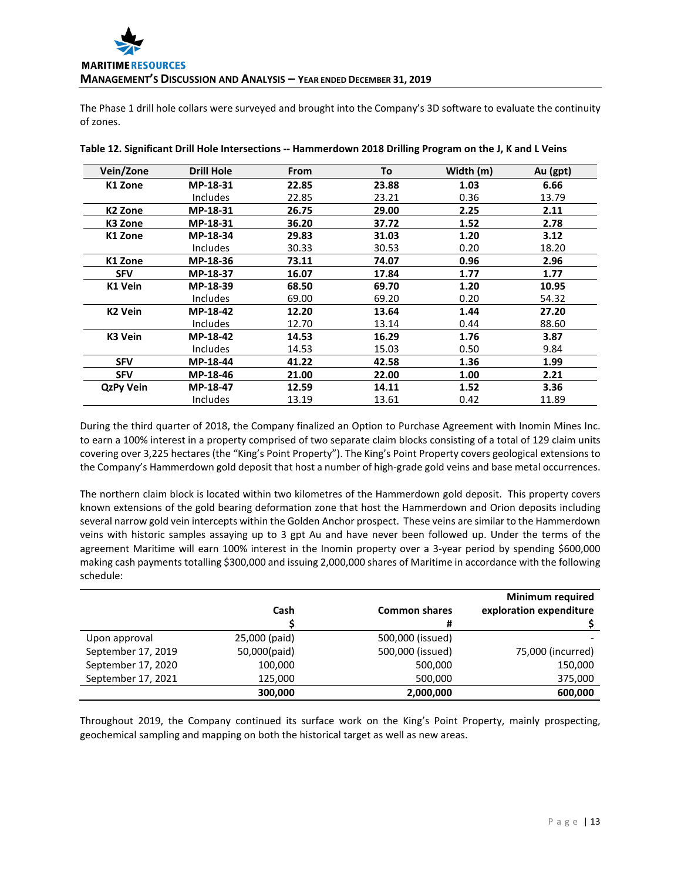The Phase 1 drill hole collars were surveyed and brought into the Company's 3D software to evaluate the continuity of zones.

**Table 12. Significant Drill Hole Intersections -- Hammerdown 2018 Drilling Program on the J, K and L Veins**

| Vein/Zone | Drill Hole | From | To | Width (m) | Au (gpt) |
|---|---|---|---|---|---|
| **K1 Zone** | **MP-18-31** | **22.85** | **23.88** | **1.03** | **6.66** |
| | Includes | 22.85 | 23.21 | 0.36 | 13.79 |
| **K2 Zone** | **MP-18-31** | **26.75** | **29.00** | **2.25** | **2.11** |
| **K3 Zone** | **MP-18-31** | **36.20** | **37.72** | **1.52** | **2.78** |
| **K1 Zone** | **MP-18-34** | **29.83** | **31.03** | **1.20** | **3.12** |
| | Includes | 30.33 | 30.53 | 0.20 | 18.20 |
| **K1 Zone** | **MP-18-36** | **73.11** | **74.07** | **0.96** | **2.96** |
| **SFV** | **MP-18-37** | **16.07** | **17.84** | **1.77** | **1.77** |
| **K1 Vein** | **MP-18-39** | **68.50** | **69.70** | **1.20** | **10.95** |
| | Includes | 69.00 | 69.20 | 0.20 | 54.32 |
| **K2 Vein** | **MP-18-42** | **12.20** | **13.64** | **1.44** | **27.20** |
| | Includes | 12.70 | 13.14 | 0.44 | 88.60 |
| **K3 Vein** | **MP-18-42** | **14.53** | **16.29** | **1.76** | **3.87** |
| | Includes | 14.53 | 15.03 | 0.50 | 9.84 |
| **SFV** | **MP-18-44** | **41.22** | **42.58** | **1.36** | **1.99** |
| **SFV** | **MP-18-46** | **21.00** | **22.00** | **1.00** | **2.21** |
| **QzPy Vein** | **MP-18-47** | **12.59** | **14.11** | **1.52** | **3.36** |
| | Includes | 13.19 | 13.61 | 0.42 | 11.89 |

During the third quarter of 2018, the Company finalized an Option to Purchase Agreement with Inomin Mines Inc. to earn a 100% interest in a property comprised of two separate claim blocks consisting of a total of 129 claim units covering over 3,225 hectares (the "King's Point Property"). The King's Point Property covers geological extensions to the Company's Hammerdown gold deposit that host a number of high-grade gold veins and base metal occurrences.

The northern claim block is located within two kilometres of the Hammerdown gold deposit. This property covers known extensions of the gold bearing deformation zone that host the Hammerdown and Orion deposits including several narrow gold vein intercepts within the Golden Anchor prospect. These veins are similar to the Hammerdown veins with historic samples assaying up to 3 gpt Au and have never been followed up. Under the terms of the agreement Maritime will earn 100% interest in the Inomin property over a 3-year period by spending $600,000 making cash payments totalling $300,000 and issuing 2,000,000 shares of Maritime in accordance with the following schedule:

| | Cash<br>$ | Common shares<br># | Minimum required exploration expenditure<br>$ |
|---|---|---|---|
| Upon approval | 25,000 (paid) | 500,000 (issued) | - |
| September 17, 2019 | 50,000(paid) | 500,000 (issued) | 75,000 (incurred) |
| September 17, 2020 | 100,000 | 500,000 | 150,000 |
| September 17, 2021 | 125,000 | 500,000 | 375,000 |
| | **300,000** | **2,000,000** | **600,000** |

Throughout 2019, the Company continued its surface work on the King's Point Property, mainly prospecting, geochemical sampling and mapping on both the historical target as well as new areas.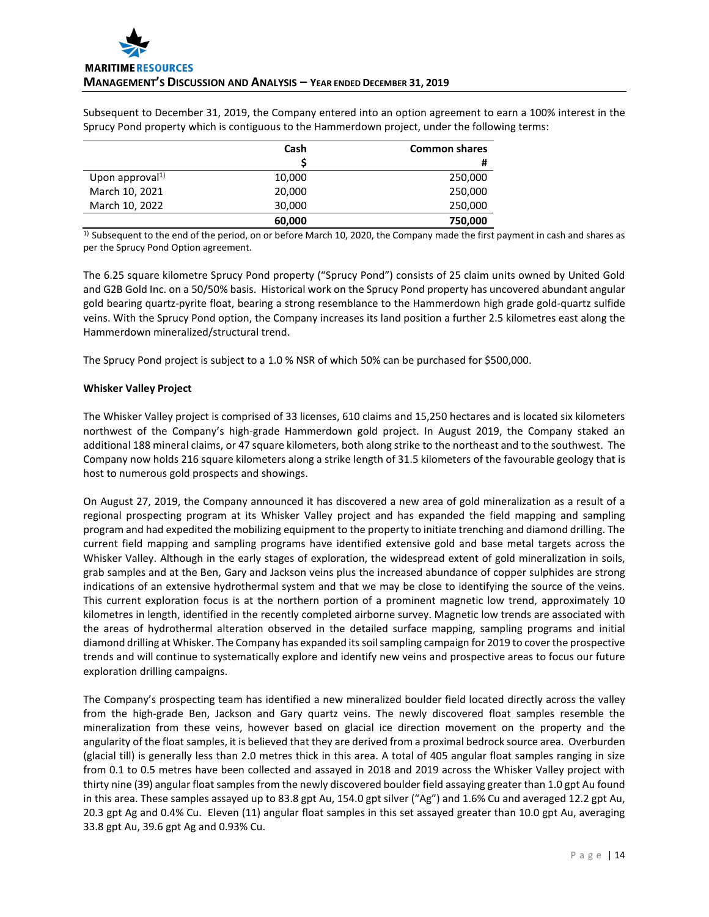Subsequent to December 31, 2019, the Company entered into an option agreement to earn a 100% interest in the Sprucy Pond property which is contiguous to the Hammerdown project, under the following terms:

| | Cash | Common shares |
|---|---|---|
| | $ | # |
| Upon approval[1)] | 10,000 | 250,000 |
| March 10, 2021 | 20,000 | 250,000 |
| March 10, 2022 | 30,000 | 250,000 |
| | **60,000** | **750,000** |

[1)] Subsequent to the end of the period, on or before March 10, 2020, the Company made the first payment in cash and shares as per the Sprucy Pond Option agreement.

The 6.25 square kilometre Sprucy Pond property ("Sprucy Pond") consists of 25 claim units owned by United Gold and G2B Gold Inc. on a 50/50% basis. Historical work on the Sprucy Pond property has uncovered abundant angular gold bearing quartz-pyrite float, bearing a strong resemblance to the Hammerdown high grade gold-quartz sulfide veins. With the Sprucy Pond option, the Company increases its land position a further 2.5 kilometres east along the Hammerdown mineralized/structural trend.

The Sprucy Pond project is subject to a 1.0 % NSR of which 50% can be purchased for $500,000.

**Whisker Valley Project**

The Whisker Valley project is comprised of 33 licenses, 610 claims and 15,250 hectares and is located six kilometers northwest of the Company's high-grade Hammerdown gold project. In August 2019, the Company staked an additional 188 mineral claims, or 47 square kilometers, both along strike to the northeast and to the southwest. The Company now holds 216 square kilometers along a strike length of 31.5 kilometers of the favourable geology that is host to numerous gold prospects and showings.

On August 27, 2019, the Company announced it has discovered a new area of gold mineralization as a result of a regional prospecting program at its Whisker Valley project and has expanded the field mapping and sampling program and had expedited the mobilizing equipment to the property to initiate trenching and diamond drilling. The current field mapping and sampling programs have identified extensive gold and base metal targets across the Whisker Valley. Although in the early stages of exploration, the widespread extent of gold mineralization in soils, grab samples and at the Ben, Gary and Jackson veins plus the increased abundance of copper sulphides are strong indications of an extensive hydrothermal system and that we may be close to identifying the source of the veins. This current exploration focus is at the northern portion of a prominent magnetic low trend, approximately 10 kilometres in length, identified in the recently completed airborne survey. Magnetic low trends are associated with the areas of hydrothermal alteration observed in the detailed surface mapping, sampling programs and initial diamond drilling at Whisker. The Company has expanded its soil sampling campaign for 2019 to cover the prospective trends and will continue to systematically explore and identify new veins and prospective areas to focus our future exploration drilling campaigns.

The Company's prospecting team has identified a new mineralized boulder field located directly across the valley from the high-grade Ben, Jackson and Gary quartz veins. The newly discovered float samples resemble the mineralization from these veins, however based on glacial ice direction movement on the property and the angularity of the float samples, it is believed that they are derived from a proximal bedrock source area. Overburden (glacial till) is generally less than 2.0 metres thick in this area. A total of 405 angular float samples ranging in size from 0.1 to 0.5 metres have been collected and assayed in 2018 and 2019 across the Whisker Valley project with thirty nine (39) angular float samples from the newly discovered boulder field assaying greater than 1.0 gpt Au found in this area. These samples assayed up to 83.8 gpt Au, 154.0 gpt silver ("Ag") and 1.6% Cu and averaged 12.2 gpt Au, 20.3 gpt Ag and 0.4% Cu. Eleven (11) angular float samples in this set assayed greater than 10.0 gpt Au, averaging 33.8 gpt Au, 39.6 gpt Ag and 0.93% Cu.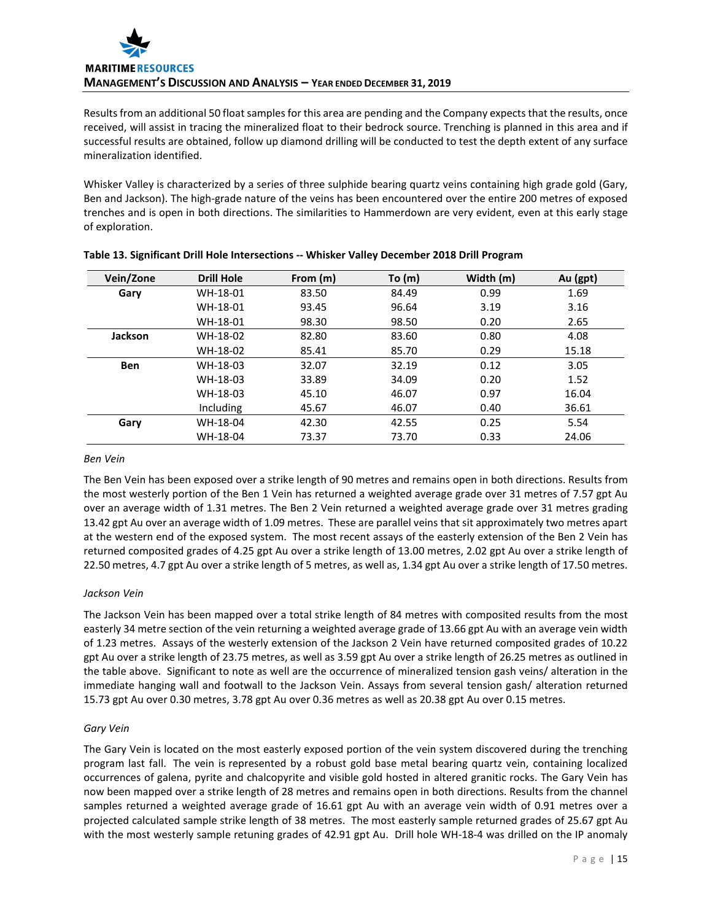Results from an additional 50 float samples for this area are pending and the Company expects that the results, once received, will assist in tracing the mineralized float to their bedrock source. Trenching is planned in this area and if successful results are obtained, follow up diamond drilling will be conducted to test the depth extent of any surface mineralization identified.

Whisker Valley is characterized by a series of three sulphide bearing quartz veins containing high grade gold (Gary, Ben and Jackson). The high-grade nature of the veins has been encountered over the entire 200 metres of exposed trenches and is open in both directions. The similarities to Hammerdown are very evident, even at this early stage of exploration.

**Table 13. Significant Drill Hole Intersections -- Whisker Valley December 2018 Drill Program**

| Vein/Zone | Drill Hole | From (m) | To (m) | Width (m) | Au (gpt) |
|---|---|---|---|---|---|
| **Gary** | WH-18-01 | 83.50 | 84.49 | 0.99 | 1.69 |
| | WH-18-01 | 93.45 | 96.64 | 3.19 | 3.16 |
| | WH-18-01 | 98.30 | 98.50 | 0.20 | 2.65 |
| **Jackson** | WH-18-02 | 82.80 | 83.60 | 0.80 | 4.08 |
| | WH-18-02 | 85.41 | 85.70 | 0.29 | 15.18 |
| **Ben** | WH-18-03 | 32.07 | 32.19 | 0.12 | 3.05 |
| | WH-18-03 | 33.89 | 34.09 | 0.20 | 1.52 |
| | WH-18-03 | 45.10 | 46.07 | 0.97 | 16.04 |
| | Including | 45.67 | 46.07 | 0.40 | 36.61 |
| **Gary** | WH-18-04 | 42.30 | 42.55 | 0.25 | 5.54 |
| | WH-18-04 | 73.37 | 73.70 | 0.33 | 24.06 |

*Ben Vein*

The Ben Vein has been exposed over a strike length of 90 metres and remains open in both directions. Results from the most westerly portion of the Ben 1 Vein has returned a weighted average grade over 31 metres of 7.57 gpt Au over an average width of 1.31 metres. The Ben 2 Vein returned a weighted average grade over 31 metres grading 13.42 gpt Au over an average width of 1.09 metres. These are parallel veins that sit approximately two metres apart at the western end of the exposed system. The most recent assays of the easterly extension of the Ben 2 Vein has returned composited grades of 4.25 gpt Au over a strike length of 13.00 metres, 2.02 gpt Au over a strike length of 22.50 metres, 4.7 gpt Au over a strike length of 5 metres, as well as, 1.34 gpt Au over a strike length of 17.50 metres.

*Jackson Vein*

The Jackson Vein has been mapped over a total strike length of 84 metres with composited results from the most easterly 34 metre section of the vein returning a weighted average grade of 13.66 gpt Au with an average vein width of 1.23 metres. Assays of the westerly extension of the Jackson 2 Vein have returned composited grades of 10.22 gpt Au over a strike length of 23.75 metres, as well as 3.59 gpt Au over a strike length of 26.25 metres as outlined in the table above. Significant to note as well are the occurrence of mineralized tension gash veins/ alteration in the immediate hanging wall and footwall to the Jackson Vein. Assays from several tension gash/ alteration returned 15.73 gpt Au over 0.30 metres, 3.78 gpt Au over 0.36 metres as well as 20.38 gpt Au over 0.15 metres.

*Gary Vein*

The Gary Vein is located on the most easterly exposed portion of the vein system discovered during the trenching program last fall. The vein is represented by a robust gold base metal bearing quartz vein, containing localized occurrences of galena, pyrite and chalcopyrite and visible gold hosted in altered granitic rocks. The Gary Vein has now been mapped over a strike length of 28 metres and remains open in both directions. Results from the channel samples returned a weighted average grade of 16.61 gpt Au with an average vein width of 0.91 metres over a projected calculated sample strike length of 38 metres. The most easterly sample returned grades of 25.67 gpt Au with the most westerly sample retuning grades of 42.91 gpt Au. Drill hole WH-18-4 was drilled on the IP anomaly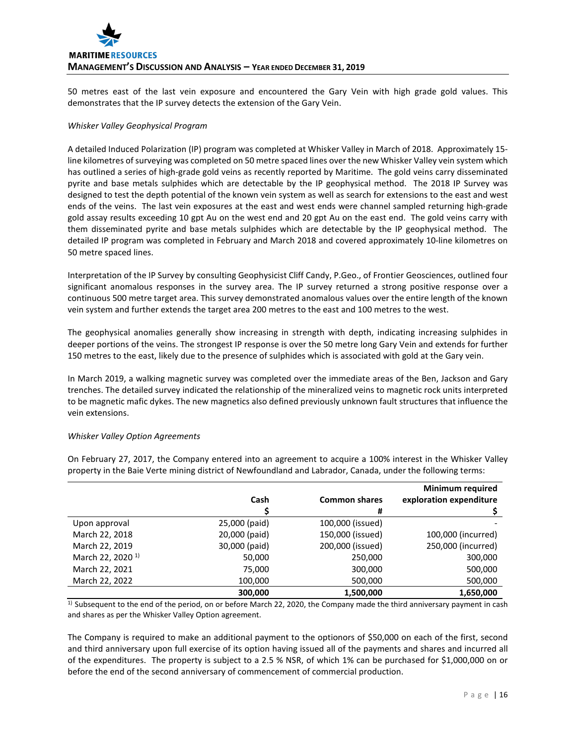50 metres east of the last vein exposure and encountered the Gary Vein with high grade gold values. This demonstrates that the IP survey detects the extension of the Gary Vein.

*Whisker Valley Geophysical Program*

A detailed Induced Polarization (IP) program was completed at Whisker Valley in March of 2018. Approximately 15-line kilometres of surveying was completed on 50 metre spaced lines over the new Whisker Valley vein system which has outlined a series of high-grade gold veins as recently reported by Maritime. The gold veins carry disseminated pyrite and base metals sulphides which are detectable by the IP geophysical method. The 2018 IP Survey was designed to test the depth potential of the known vein system as well as search for extensions to the east and west ends of the veins. The last vein exposures at the east and west ends were channel sampled returning high-grade gold assay results exceeding 10 gpt Au on the west end and 20 gpt Au on the east end. The gold veins carry with them disseminated pyrite and base metals sulphides which are detectable by the IP geophysical method. The detailed IP program was completed in February and March 2018 and covered approximately 10-line kilometres on 50 metre spaced lines.

Interpretation of the IP Survey by consulting Geophysicist Cliff Candy, P.Geo., of Frontier Geosciences, outlined four significant anomalous responses in the survey area. The IP survey returned a strong positive response over a continuous 500 metre target area. This survey demonstrated anomalous values over the entire length of the known vein system and further extends the target area 200 metres to the east and 100 metres to the west.

The geophysical anomalies generally show increasing in strength with depth, indicating increasing sulphides in deeper portions of the veins. The strongest IP response is over the 50 metre long Gary Vein and extends for further 150 metres to the east, likely due to the presence of sulphides which is associated with gold at the Gary vein.

In March 2019, a walking magnetic survey was completed over the immediate areas of the Ben, Jackson and Gary trenches. The detailed survey indicated the relationship of the mineralized veins to magnetic rock units interpreted to be magnetic mafic dykes. The new magnetics also defined previously unknown fault structures that influence the vein extensions.

*Whisker Valley Option Agreements*

On February 27, 2017, the Company entered into an agreement to acquire a 100% interest in the Whisker Valley property in the Baie Verte mining district of Newfoundland and Labrador, Canada, under the following terms:

| | **Cash** **$** | **Common shares** **#** | **Minimum required exploration expenditure** **$** |
|---|---|---|---|
| Upon approval | 25,000 (paid) | 100,000 (issued) | - |
| March 22, 2018 | 20,000 (paid) | 150,000 (issued) | 100,000 (incurred) |
| March 22, 2019 | 30,000 (paid) | 200,000 (issued) | 250,000 (incurred) |
| March 22, 2020 [1)] | 50,000 | 250,000 | 300,000 |
| March 22, 2021 | 75,000 | 300,000 | 500,000 |
| March 22, 2022 | 100,000 | 500,000 | 500,000 |
| | **300,000** | **1,500,000** | **1,650,000** |

[1)] Subsequent to the end of the period, on or before March 22, 2020, the Company made the third anniversary payment in cash and shares as per the Whisker Valley Option agreement.

The Company is required to make an additional payment to the optionors of $50,000 on each of the first, second and third anniversary upon full exercise of its option having issued all of the payments and shares and incurred all of the expenditures. The property is subject to a 2.5 % NSR, of which 1% can be purchased for $1,000,000 on or before the end of the second anniversary of commencement of commercial production.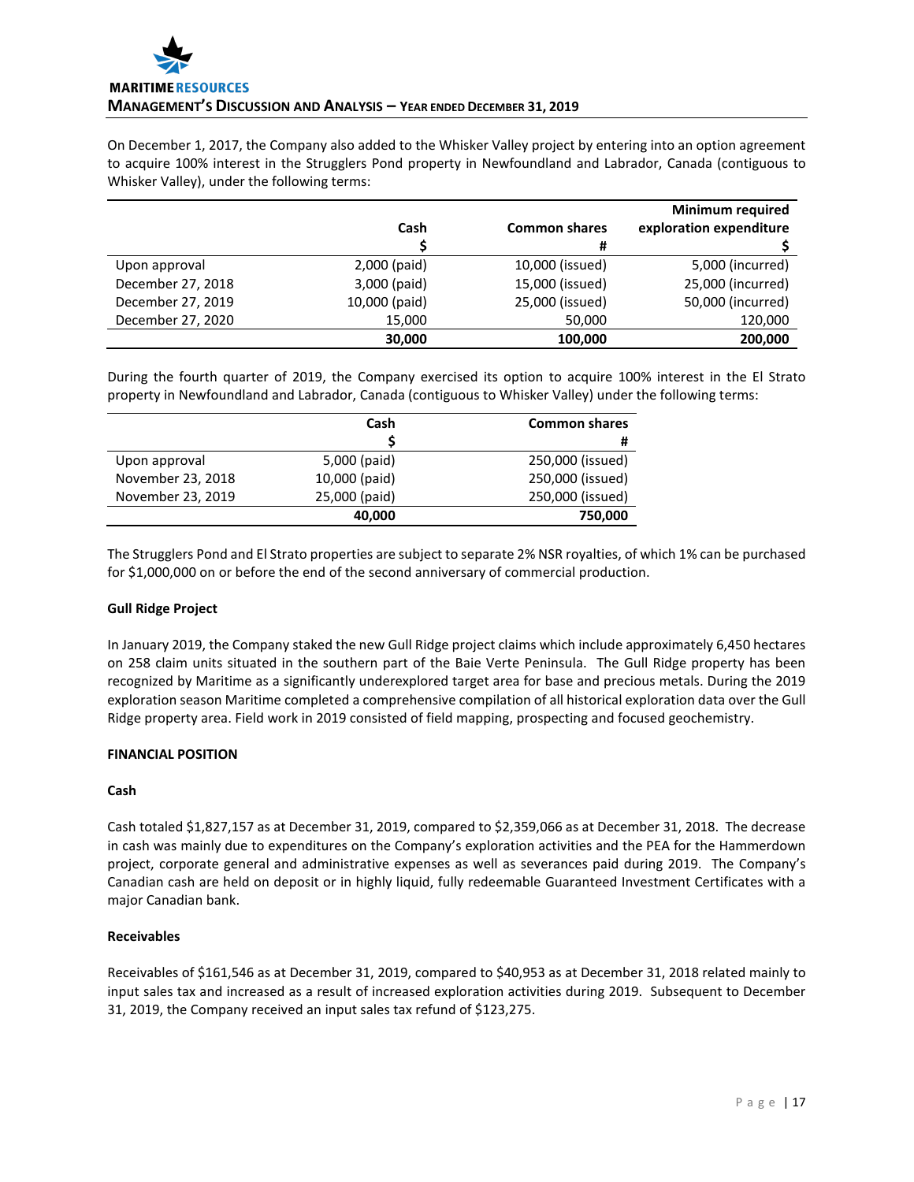On December 1, 2017, the Company also added to the Whisker Valley project by entering into an option agreement to acquire 100% interest in the Strugglers Pond property in Newfoundland and Labrador, Canada (contiguous to Whisker Valley), under the following terms:

| | Cash<br>$ | Common shares<br># | Minimum required exploration expenditure<br>$ |
|---|---|---|---|
| Upon approval | 2,000 (paid) | 10,000 (issued) | 5,000 (incurred) |
| December 27, 2018 | 3,000 (paid) | 15,000 (issued) | 25,000 (incurred) |
| December 27, 2019 | 10,000 (paid) | 25,000 (issued) | 50,000 (incurred) |
| December 27, 2020 | 15,000 | 50,000 | 120,000 |
| | **30,000** | **100,000** | **200,000** |

During the fourth quarter of 2019, the Company exercised its option to acquire 100% interest in the El Strato property in Newfoundland and Labrador, Canada (contiguous to Whisker Valley) under the following terms:

| | Cash<br>$ | Common shares<br># |
|---|---|---|
| Upon approval | 5,000 (paid) | 250,000 (issued) |
| November 23, 2018 | 10,000 (paid) | 250,000 (issued) |
| November 23, 2019 | 25,000 (paid) | 250,000 (issued) |
| | **40,000** | **750,000** |

The Strugglers Pond and El Strato properties are subject to separate 2% NSR royalties, of which 1% can be purchased for $1,000,000 on or before the end of the second anniversary of commercial production.

**Gull Ridge Project**

In January 2019, the Company staked the new Gull Ridge project claims which include approximately 6,450 hectares on 258 claim units situated in the southern part of the Baie Verte Peninsula. The Gull Ridge property has been recognized by Maritime as a significantly underexplored target area for base and precious metals. During the 2019 exploration season Maritime completed a comprehensive compilation of all historical exploration data over the Gull Ridge property area. Field work in 2019 consisted of field mapping, prospecting and focused geochemistry.

**FINANCIAL POSITION**

**Cash**

Cash totaled $1,827,157 as at December 31, 2019, compared to $2,359,066 as at December 31, 2018. The decrease in cash was mainly due to expenditures on the Company's exploration activities and the PEA for the Hammerdown project, corporate general and administrative expenses as well as severances paid during 2019. The Company's Canadian cash are held on deposit or in highly liquid, fully redeemable Guaranteed Investment Certificates with a major Canadian bank.

**Receivables**

Receivables of $161,546 as at December 31, 2019, compared to $40,953 as at December 31, 2018 related mainly to input sales tax and increased as a result of increased exploration activities during 2019. Subsequent to December 31, 2019, the Company received an input sales tax refund of $123,275.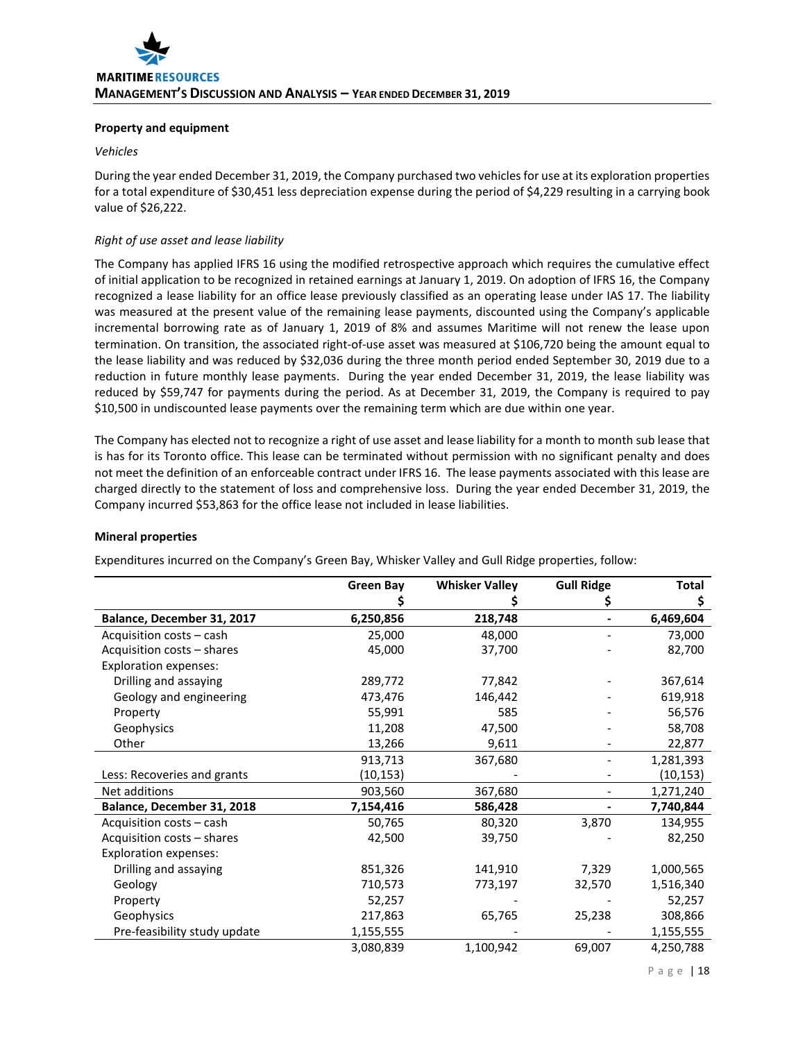**Property and equipment**

*Vehicles*

During the year ended December 31, 2019, the Company purchased two vehicles for use at its exploration properties for a total expenditure of $30,451 less depreciation expense during the period of $4,229 resulting in a carrying book value of $26,222.

*Right of use asset and lease liability*

The Company has applied IFRS 16 using the modified retrospective approach which requires the cumulative effect of initial application to be recognized in retained earnings at January 1, 2019. On adoption of IFRS 16, the Company recognized a lease liability for an office lease previously classified as an operating lease under IAS 17. The liability was measured at the present value of the remaining lease payments, discounted using the Company's applicable incremental borrowing rate as of January 1, 2019 of 8% and assumes Maritime will not renew the lease upon termination. On transition, the associated right-of-use asset was measured at $106,720 being the amount equal to the lease liability and was reduced by $32,036 during the three month period ended September 30, 2019 due to a reduction in future monthly lease payments. During the year ended December 31, 2019, the lease liability was reduced by $59,747 for payments during the period. As at December 31, 2019, the Company is required to pay $10,500 in undiscounted lease payments over the remaining term which are due within one year.

The Company has elected not to recognize a right of use asset and lease liability for a month to month sub lease that is has for its Toronto office. This lease can be terminated without permission with no significant penalty and does not meet the definition of an enforceable contract under IFRS 16. The lease payments associated with this lease are charged directly to the statement of loss and comprehensive loss. During the year ended December 31, 2019, the Company incurred $53,863 for the office lease not included in lease liabilities.

**Mineral properties**

Expenditures incurred on the Company's Green Bay, Whisker Valley and Gull Ridge properties, follow:

| | Green Bay $ | Whisker Valley $ | Gull Ridge $ | Total $ |
|---|---|---|---|---|
| **Balance, December 31, 2017** | **6,250,856** | **218,748** | **-** | **6,469,604** |
| Acquisition costs – cash | 25,000 | 48,000 | - | 73,000 |
| Acquisition costs – shares | 45,000 | 37,700 | - | 82,700 |
| Exploration expenses: | | | | |
| Drilling and assaying | 289,772 | 77,842 | - | 367,614 |
| Geology and engineering | 473,476 | 146,442 | - | 619,918 |
| Property | 55,991 | 585 | - | 56,576 |
| Geophysics | 11,208 | 47,500 | - | 58,708 |
| Other | 13,266 | 9,611 | - | 22,877 |
| | 913,713 | 367,680 | - | 1,281,393 |
| Less: Recoveries and grants | (10,153) | - | - | (10,153) |
| Net additions | 903,560 | 367,680 | - | 1,271,240 |
| **Balance, December 31, 2018** | **7,154,416** | **586,428** | **-** | **7,740,844** |
| Acquisition costs – cash | 50,765 | 80,320 | 3,870 | 134,955 |
| Acquisition costs – shares | 42,500 | 39,750 | - | 82,250 |
| Exploration expenses: | | | | |
| Drilling and assaying | 851,326 | 141,910 | 7,329 | 1,000,565 |
| Geology | 710,573 | 773,197 | 32,570 | 1,516,340 |
| Property | 52,257 | - | - | 52,257 |
| Geophysics | 217,863 | 65,765 | 25,238 | 308,866 |
| Pre-feasibility study update | 1,155,555 | - | - | 1,155,555 |
| | 3,080,839 | 1,100,942 | 69,007 | 4,250,788 |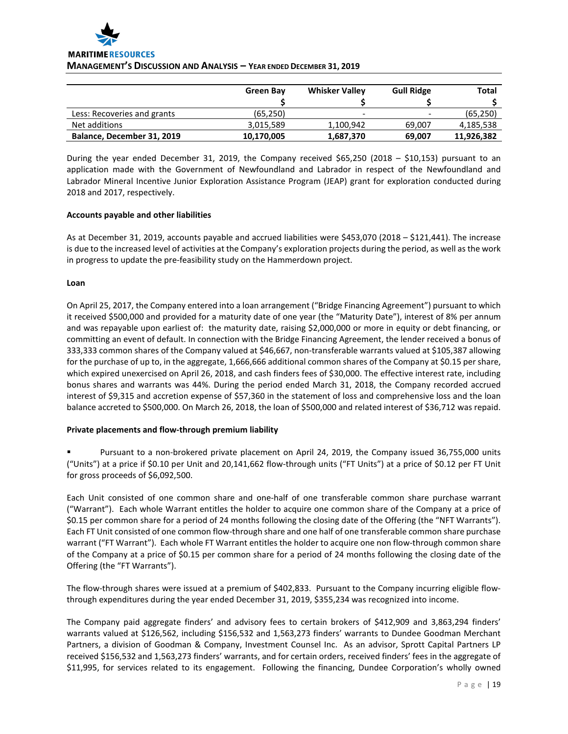| | Green Bay | Whisker Valley | Gull Ridge | Total |
|---|---|---|---|---|
| | $ | $ | $ | $ |
| Less: Recoveries and grants | (65,250) | - | - | (65,250) |
| Net additions | 3,015,589 | 1,100,942 | 69,007 | 4,185,538 |
| **Balance, December 31, 2019** | **10,170,005** | **1,687,370** | **69,007** | **11,926,382** |

During the year ended December 31, 2019, the Company received $65,250 (2018 – $10,153) pursuant to an application made with the Government of Newfoundland and Labrador in respect of the Newfoundland and Labrador Mineral Incentive Junior Exploration Assistance Program (JEAP) grant for exploration conducted during 2018 and 2017, respectively.

**Accounts payable and other liabilities**

As at December 31, 2019, accounts payable and accrued liabilities were $453,070 (2018 – $121,441). The increase is due to the increased level of activities at the Company's exploration projects during the period, as well as the work in progress to update the pre-feasibility study on the Hammerdown project.

**Loan**

On April 25, 2017, the Company entered into a loan arrangement ("Bridge Financing Agreement") pursuant to which it received $500,000 and provided for a maturity date of one year (the "Maturity Date"), interest of 8% per annum and was repayable upon earliest of: the maturity date, raising $2,000,000 or more in equity or debt financing, or committing an event of default. In connection with the Bridge Financing Agreement, the lender received a bonus of 333,333 common shares of the Company valued at $46,667, non-transferable warrants valued at $105,387 allowing for the purchase of up to, in the aggregate, 1,666,666 additional common shares of the Company at $0.15 per share, which expired unexercised on April 26, 2018, and cash finders fees of $30,000. The effective interest rate, including bonus shares and warrants was 44%. During the period ended March 31, 2018, the Company recorded accrued interest of $9,315 and accretion expense of $57,360 in the statement of loss and comprehensive loss and the loan balance accreted to $500,000. On March 26, 2018, the loan of $500,000 and related interest of $36,712 was repaid.

**Private placements and flow-through premium liability**

- Pursuant to a non-brokered private placement on April 24, 2019, the Company issued 36,755,000 units ("Units") at a price if $0.10 per Unit and 20,141,662 flow-through units ("FT Units") at a price of $0.12 per FT Unit for gross proceeds of $6,092,500.

Each Unit consisted of one common share and one-half of one transferable common share purchase warrant ("Warrant"). Each whole Warrant entitles the holder to acquire one common share of the Company at a price of $0.15 per common share for a period of 24 months following the closing date of the Offering (the "NFT Warrants"). Each FT Unit consisted of one common flow-through share and one half of one transferable common share purchase warrant ("FT Warrant"). Each whole FT Warrant entitles the holder to acquire one non flow-through common share of the Company at a price of $0.15 per common share for a period of 24 months following the closing date of the Offering (the "FT Warrants").

The flow-through shares were issued at a premium of $402,833. Pursuant to the Company incurring eligible flow-through expenditures during the year ended December 31, 2019, $355,234 was recognized into income.

The Company paid aggregate finders' and advisory fees to certain brokers of $412,909 and 3,863,294 finders' warrants valued at $126,562, including $156,532 and 1,563,273 finders' warrants to Dundee Goodman Merchant Partners, a division of Goodman & Company, Investment Counsel Inc. As an advisor, Sprott Capital Partners LP received $156,532 and 1,563,273 finders' warrants, and for certain orders, received finders' fees in the aggregate of $11,995, for services related to its engagement. Following the financing, Dundee Corporation's wholly owned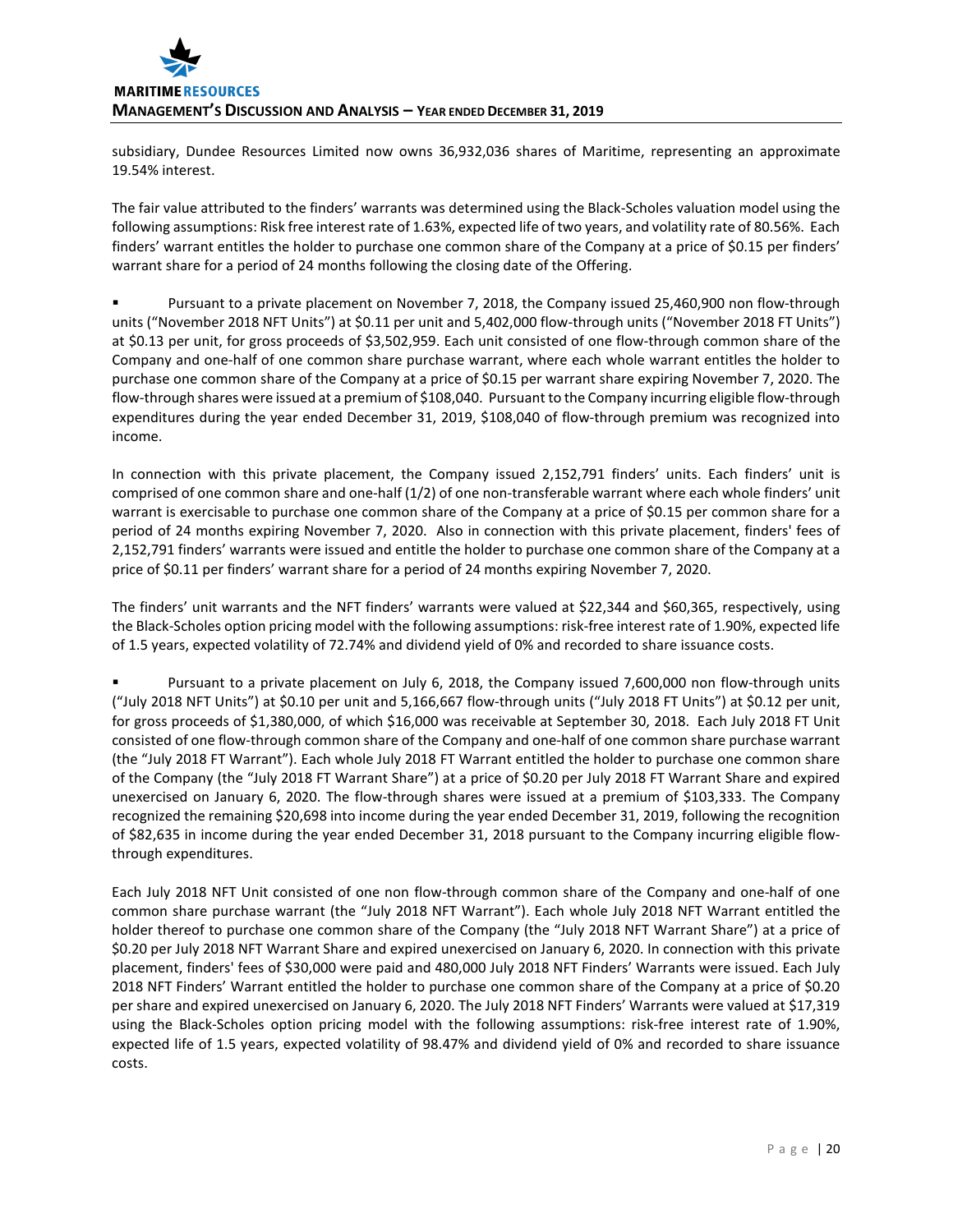subsidiary, Dundee Resources Limited now owns 36,932,036 shares of Maritime, representing an approximate 19.54% interest.

The fair value attributed to the finders' warrants was determined using the Black-Scholes valuation model using the following assumptions: Risk free interest rate of 1.63%, expected life of two years, and volatility rate of 80.56%. Each finders' warrant entitles the holder to purchase one common share of the Company at a price of $0.15 per finders' warrant share for a period of 24 months following the closing date of the Offering.

- Pursuant to a private placement on November 7, 2018, the Company issued 25,460,900 non flow-through units ("November 2018 NFT Units") at $0.11 per unit and 5,402,000 flow-through units ("November 2018 FT Units") at $0.13 per unit, for gross proceeds of $3,502,959. Each unit consisted of one flow-through common share of the Company and one-half of one common share purchase warrant, where each whole warrant entitles the holder to purchase one common share of the Company at a price of $0.15 per warrant share expiring November 7, 2020. The flow-through shares were issued at a premium of $108,040. Pursuant to the Company incurring eligible flow-through expenditures during the year ended December 31, 2019, $108,040 of flow-through premium was recognized into income.

In connection with this private placement, the Company issued 2,152,791 finders' units. Each finders' unit is comprised of one common share and one-half (1/2) of one non-transferable warrant where each whole finders' unit warrant is exercisable to purchase one common share of the Company at a price of $0.15 per common share for a period of 24 months expiring November 7, 2020. Also in connection with this private placement, finders' fees of 2,152,791 finders' warrants were issued and entitle the holder to purchase one common share of the Company at a price of $0.11 per finders' warrant share for a period of 24 months expiring November 7, 2020.

The finders' unit warrants and the NFT finders' warrants were valued at $22,344 and $60,365, respectively, using the Black-Scholes option pricing model with the following assumptions: risk-free interest rate of 1.90%, expected life of 1.5 years, expected volatility of 72.74% and dividend yield of 0% and recorded to share issuance costs.

- Pursuant to a private placement on July 6, 2018, the Company issued 7,600,000 non flow-through units ("July 2018 NFT Units") at $0.10 per unit and 5,166,667 flow-through units ("July 2018 FT Units") at $0.12 per unit, for gross proceeds of $1,380,000, of which $16,000 was receivable at September 30, 2018. Each July 2018 FT Unit consisted of one flow-through common share of the Company and one-half of one common share purchase warrant (the "July 2018 FT Warrant"). Each whole July 2018 FT Warrant entitled the holder to purchase one common share of the Company (the "July 2018 FT Warrant Share") at a price of $0.20 per July 2018 FT Warrant Share and expired unexercised on January 6, 2020. The flow-through shares were issued at a premium of $103,333. The Company recognized the remaining $20,698 into income during the year ended December 31, 2019, following the recognition of $82,635 in income during the year ended December 31, 2018 pursuant to the Company incurring eligible flow-through expenditures.

Each July 2018 NFT Unit consisted of one non flow-through common share of the Company and one-half of one common share purchase warrant (the "July 2018 NFT Warrant"). Each whole July 2018 NFT Warrant entitled the holder thereof to purchase one common share of the Company (the "July 2018 NFT Warrant Share") at a price of $0.20 per July 2018 NFT Warrant Share and expired unexercised on January 6, 2020. In connection with this private placement, finders' fees of $30,000 were paid and 480,000 July 2018 NFT Finders' Warrants were issued. Each July 2018 NFT Finders' Warrant entitled the holder to purchase one common share of the Company at a price of $0.20 per share and expired unexercised on January 6, 2020. The July 2018 NFT Finders' Warrants were valued at $17,319 using the Black-Scholes option pricing model with the following assumptions: risk-free interest rate of 1.90%, expected life of 1.5 years, expected volatility of 98.47% and dividend yield of 0% and recorded to share issuance costs.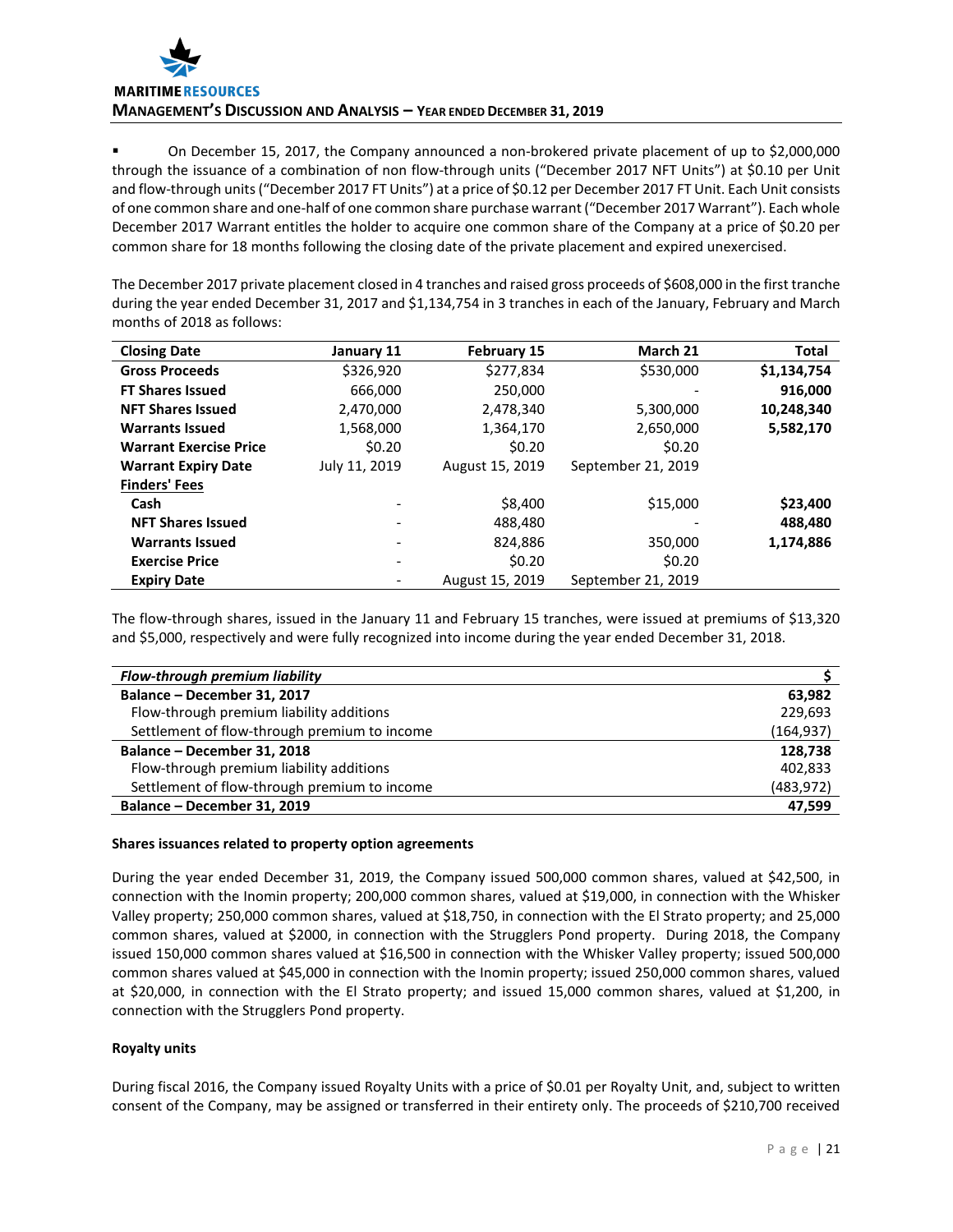- On December 15, 2017, the Company announced a non-brokered private placement of up to $2,000,000 through the issuance of a combination of non flow-through units ("December 2017 NFT Units") at $0.10 per Unit and flow-through units ("December 2017 FT Units") at a price of $0.12 per December 2017 FT Unit. Each Unit consists of one common share and one-half of one common share purchase warrant ("December 2017 Warrant"). Each whole December 2017 Warrant entitles the holder to acquire one common share of the Company at a price of $0.20 per common share for 18 months following the closing date of the private placement and expired unexercised.

The December 2017 private placement closed in 4 tranches and raised gross proceeds of $608,000 in the first tranche during the year ended December 31, 2017 and $1,134,754 in 3 tranches in each of the January, February and March months of 2018 as follows:

| Closing Date | January 11 | February 15 | March 21 | Total |
|---|---|---|---|---|
| **Gross Proceeds** | $326,920 | $277,834 | $530,000 | **$1,134,754** |
| **FT Shares Issued** | 666,000 | 250,000 | - | **916,000** |
| **NFT Shares Issued** | 2,470,000 | 2,478,340 | 5,300,000 | **10,248,340** |
| **Warrants Issued** | 1,568,000 | 1,364,170 | 2,650,000 | **5,582,170** |
| **Warrant Exercise Price** | $0.20 | $0.20 | $0.20 | |
| **Warrant Expiry Date** | July 11, 2019 | August 15, 2019 | September 21, 2019 | |
| **Finders' Fees** | | | | |
| **Cash** | - | $8,400 | $15,000 | **$23,400** |
| **NFT Shares Issued** | - | 488,480 | - | **488,480** |
| **Warrants Issued** | - | 824,886 | 350,000 | **1,174,886** |
| **Exercise Price** | - | $0.20 | $0.20 | |
| **Expiry Date** | - | August 15, 2019 | September 21, 2019 | |

The flow-through shares, issued in the January 11 and February 15 tranches, were issued at premiums of $13,320 and $5,000, respectively and were fully recognized into income during the year ended December 31, 2018.

| *Flow-through premium liability* | $ |
|---|---|
| **Balance – December 31, 2017** | **63,982** |
| Flow-through premium liability additions | 229,693 |
| Settlement of flow-through premium to income | (164,937) |
| **Balance – December 31, 2018** | **128,738** |
| Flow-through premium liability additions | 402,833 |
| Settlement of flow-through premium to income | (483,972) |
| **Balance – December 31, 2019** | **47,599** |

**Shares issuances related to property option agreements**

During the year ended December 31, 2019, the Company issued 500,000 common shares, valued at $42,500, in connection with the Inomin property; 200,000 common shares, valued at $19,000, in connection with the Whisker Valley property; 250,000 common shares, valued at $18,750, in connection with the El Strato property; and 25,000 common shares, valued at $2000, in connection with the Strugglers Pond property. During 2018, the Company issued 150,000 common shares valued at $16,500 in connection with the Whisker Valley property; issued 500,000 common shares valued at $45,000 in connection with the Inomin property; issued 250,000 common shares, valued at $20,000, in connection with the El Strato property; and issued 15,000 common shares, valued at $1,200, in connection with the Strugglers Pond property.

**Royalty units**

During fiscal 2016, the Company issued Royalty Units with a price of $0.01 per Royalty Unit, and, subject to written consent of the Company, may be assigned or transferred in their entirety only. The proceeds of $210,700 received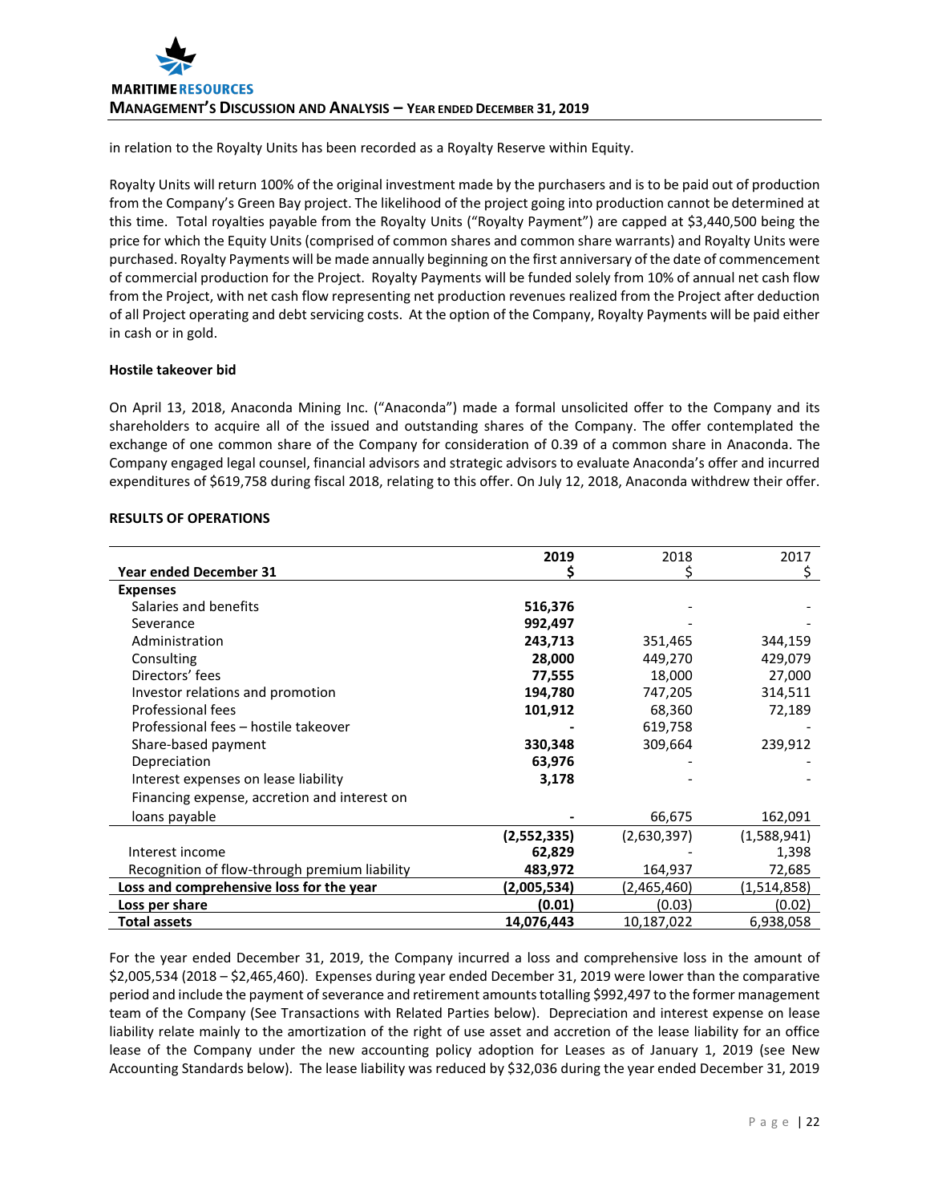in relation to the Royalty Units has been recorded as a Royalty Reserve within Equity.

Royalty Units will return 100% of the original investment made by the purchasers and is to be paid out of production from the Company's Green Bay project. The likelihood of the project going into production cannot be determined at this time. Total royalties payable from the Royalty Units ("Royalty Payment") are capped at $3,440,500 being the price for which the Equity Units (comprised of common shares and common share warrants) and Royalty Units were purchased. Royalty Payments will be made annually beginning on the first anniversary of the date of commencement of commercial production for the Project. Royalty Payments will be funded solely from 10% of annual net cash flow from the Project, with net cash flow representing net production revenues realized from the Project after deduction of all Project operating and debt servicing costs. At the option of the Company, Royalty Payments will be paid either in cash or in gold.

**Hostile takeover bid**

On April 13, 2018, Anaconda Mining Inc. ("Anaconda") made a formal unsolicited offer to the Company and its shareholders to acquire all of the issued and outstanding shares of the Company. The offer contemplated the exchange of one common share of the Company for consideration of 0.39 of a common share in Anaconda. The Company engaged legal counsel, financial advisors and strategic advisors to evaluate Anaconda's offer and incurred expenditures of $619,758 during fiscal 2018, relating to this offer. On July 12, 2018, Anaconda withdrew their offer.

**RESULTS OF OPERATIONS**

| Year ended December 31 | 2019<br>$ | 2018<br>$ | 2017<br>$ |
|---|---|---|---|
| **Expenses** | | | |
| Salaries and benefits | **516,376** | - | - |
| Severance | **992,497** | - | - |
| Administration | **243,713** | 351,465 | 344,159 |
| Consulting | **28,000** | 449,270 | 429,079 |
| Directors' fees | **77,555** | 18,000 | 27,000 |
| Investor relations and promotion | **194,780** | 747,205 | 314,511 |
| Professional fees | **101,912** | 68,360 | 72,189 |
| Professional fees – hostile takeover | **-** | 619,758 | - |
| Share-based payment | **330,348** | 309,664 | 239,912 |
| Depreciation | **63,976** | - | - |
| Interest expenses on lease liability | **3,178** | - | - |
| Financing expense, accretion and interest on loans payable | **-** | 66,675 | 162,091 |
| | **(2,552,335)** | (2,630,397) | (1,588,941) |
| Interest income | **62,829** | - | 1,398 |
| Recognition of flow-through premium liability | **483,972** | 164,937 | 72,685 |
| **Loss and comprehensive loss for the year** | **(2,005,534)** | (2,465,460) | (1,514,858) |
| **Loss per share** | **(0.01)** | (0.03) | (0.02) |
| **Total assets** | **14,076,443** | 10,187,022 | 6,938,058 |

For the year ended December 31, 2019, the Company incurred a loss and comprehensive loss in the amount of $2,005,534 (2018 – $2,465,460). Expenses during year ended December 31, 2019 were lower than the comparative period and include the payment of severance and retirement amounts totalling $992,497 to the former management team of the Company (See Transactions with Related Parties below). Depreciation and interest expense on lease liability relate mainly to the amortization of the right of use asset and accretion of the lease liability for an office lease of the Company under the new accounting policy adoption for Leases as of January 1, 2019 (see New Accounting Standards below). The lease liability was reduced by $32,036 during the year ended December 31, 2019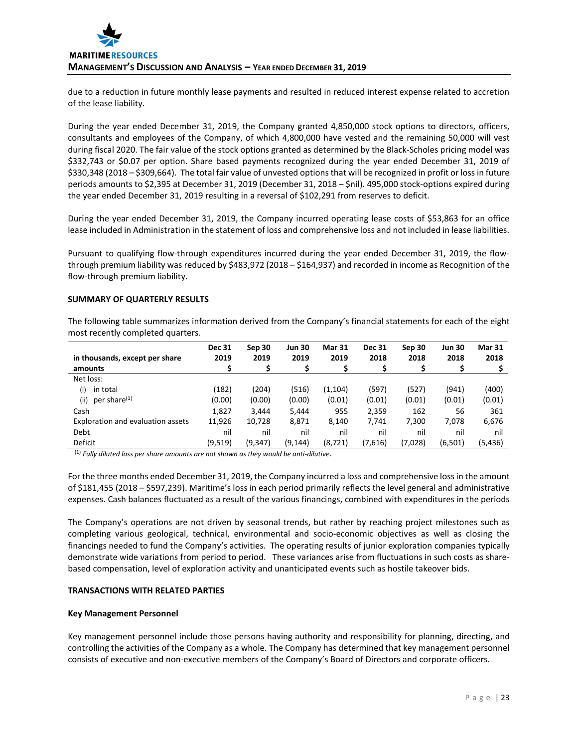due to a reduction in future monthly lease payments and resulted in reduced interest expense related to accretion of the lease liability.

During the year ended December 31, 2019, the Company granted 4,850,000 stock options to directors, officers, consultants and employees of the Company, of which 4,800,000 have vested and the remaining 50,000 will vest during fiscal 2020. The fair value of the stock options granted as determined by the Black-Scholes pricing model was $332,743 or $0.07 per option. Share based payments recognized during the year ended December 31, 2019 of $330,348 (2018 – $309,664). The total fair value of unvested options that will be recognized in profit or loss in future periods amounts to $2,395 at December 31, 2019 (December 31, 2018 – $nil). 495,000 stock-options expired during the year ended December 31, 2019 resulting in a reversal of $102,291 from reserves to deficit.

During the year ended December 31, 2019, the Company incurred operating lease costs of $53,863 for an office lease included in Administration in the statement of loss and comprehensive loss and not included in lease liabilities.

Pursuant to qualifying flow-through expenditures incurred during the year ended December 31, 2019, the flow-through premium liability was reduced by $483,972 (2018 – $164,937) and recorded in income as Recognition of the flow-through premium liability.

## SUMMARY OF QUARTERLY RESULTS

The following table summarizes information derived from the Company's financial statements for each of the eight most recently completed quarters.

| in thousands, except per share amounts | Dec 31 2019 $ | Sep 30 2019 $ | Jun 30 2019 $ | Mar 31 2019 $ | Dec 31 2018 $ | Sep 30 2018 $ | Jun 30 2018 $ | Mar 31 2018 $ |
|---|---|---|---|---|---|---|---|---|
| Net loss: | | | | | | | | |
| (i) in total | (182) | (204) | (516) | (1,104) | (597) | (527) | (941) | (400) |
| (ii) per share[(1)] | (0.00) | (0.00) | (0.00) | (0.01) | (0.01) | (0.01) | (0.01) | (0.01) |
| Cash | 1,827 | 3,444 | 5,444 | 955 | 2,359 | 162 | 56 | 361 |
| Exploration and evaluation assets | 11,926 | 10,728 | 8,871 | 8,140 | 7,741 | 7,300 | 7,078 | 6,676 |
| Debt | nil | nil | nil | nil | nil | nil | nil | nil |
| Deficit | (9,519) | (9,347) | (9,144) | (8,721) | (7,616) | (7,028) | (6,501) | (5,436) |

[(1)] *Fully diluted loss per share amounts are not shown as they would be anti-dilutive*.

For the three months ended December 31, 2019, the Company incurred a loss and comprehensive loss in the amount of $181,455 (2018 – $597,239). Maritime's loss in each period primarily reflects the level general and administrative expenses. Cash balances fluctuated as a result of the various financings, combined with expenditures in the periods

The Company's operations are not driven by seasonal trends, but rather by reaching project milestones such as completing various geological, technical, environmental and socio-economic objectives as well as closing the financings needed to fund the Company's activities. The operating results of junior exploration companies typically demonstrate wide variations from period to period. These variances arise from fluctuations in such costs as share-based compensation, level of exploration activity and unanticipated events such as hostile takeover bids.

## TRANSACTIONS WITH RELATED PARTIES

### Key Management Personnel

Key management personnel include those persons having authority and responsibility for planning, directing, and controlling the activities of the Company as a whole. The Company has determined that key management personnel consists of executive and non-executive members of the Company's Board of Directors and corporate officers.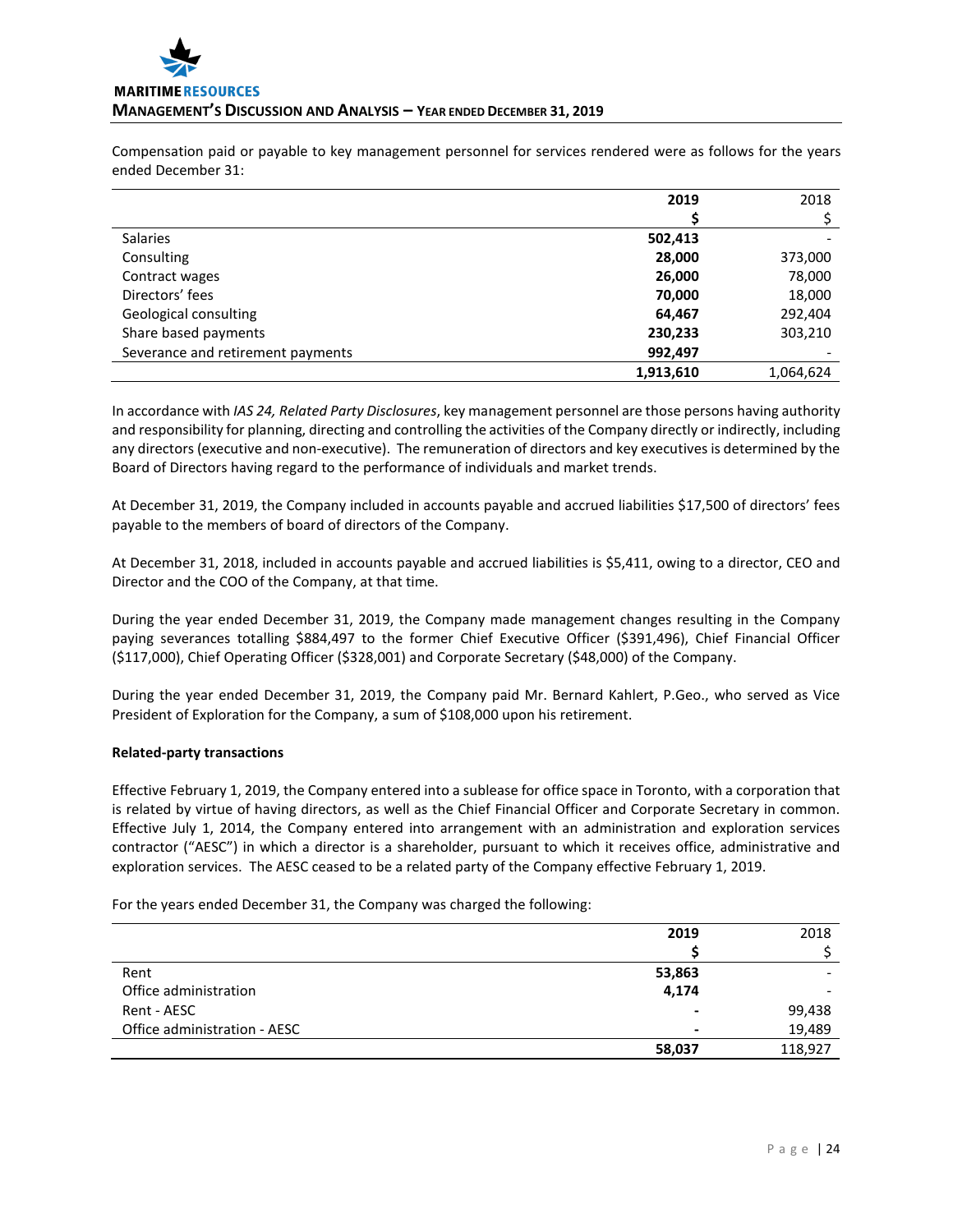Compensation paid or payable to key management personnel for services rendered were as follows for the years ended December 31:

| | **2019** | 2018 |
|---|---|---|
| | **$** | $ |
| Salaries | **502,413** | - |
| Consulting | **28,000** | 373,000 |
| Contract wages | **26,000** | 78,000 |
| Directors' fees | **70,000** | 18,000 |
| Geological consulting | **64,467** | 292,404 |
| Share based payments | **230,233** | 303,210 |
| Severance and retirement payments | **992,497** | - |
| | **1,913,610** | 1,064,624 |

In accordance with *IAS 24, Related Party Disclosures*, key management personnel are those persons having authority and responsibility for planning, directing and controlling the activities of the Company directly or indirectly, including any directors (executive and non-executive). The remuneration of directors and key executives is determined by the Board of Directors having regard to the performance of individuals and market trends.

At December 31, 2019, the Company included in accounts payable and accrued liabilities $17,500 of directors' fees payable to the members of board of directors of the Company.

At December 31, 2018, included in accounts payable and accrued liabilities is $5,411, owing to a director, CEO and Director and the COO of the Company, at that time.

During the year ended December 31, 2019, the Company made management changes resulting in the Company paying severances totalling $884,497 to the former Chief Executive Officer ($391,496), Chief Financial Officer ($117,000), Chief Operating Officer ($328,001) and Corporate Secretary ($48,000) of the Company.

During the year ended December 31, 2019, the Company paid Mr. Bernard Kahlert, P.Geo., who served as Vice President of Exploration for the Company, a sum of $108,000 upon his retirement.

**Related-party transactions**

Effective February 1, 2019, the Company entered into a sublease for office space in Toronto, with a corporation that is related by virtue of having directors, as well as the Chief Financial Officer and Corporate Secretary in common. Effective July 1, 2014, the Company entered into arrangement with an administration and exploration services contractor ("AESC") in which a director is a shareholder, pursuant to which it receives office, administrative and exploration services. The AESC ceased to be a related party of the Company effective February 1, 2019.

For the years ended December 31, the Company was charged the following:

| | **2019** | 2018 |
|---|---|---|
| | **$** | $ |
| Rent | **53,863** | - |
| Office administration | **4,174** | - |
| Rent - AESC | **-** | 99,438 |
| Office administration - AESC | **-** | 19,489 |
| | **58,037** | 118,927 |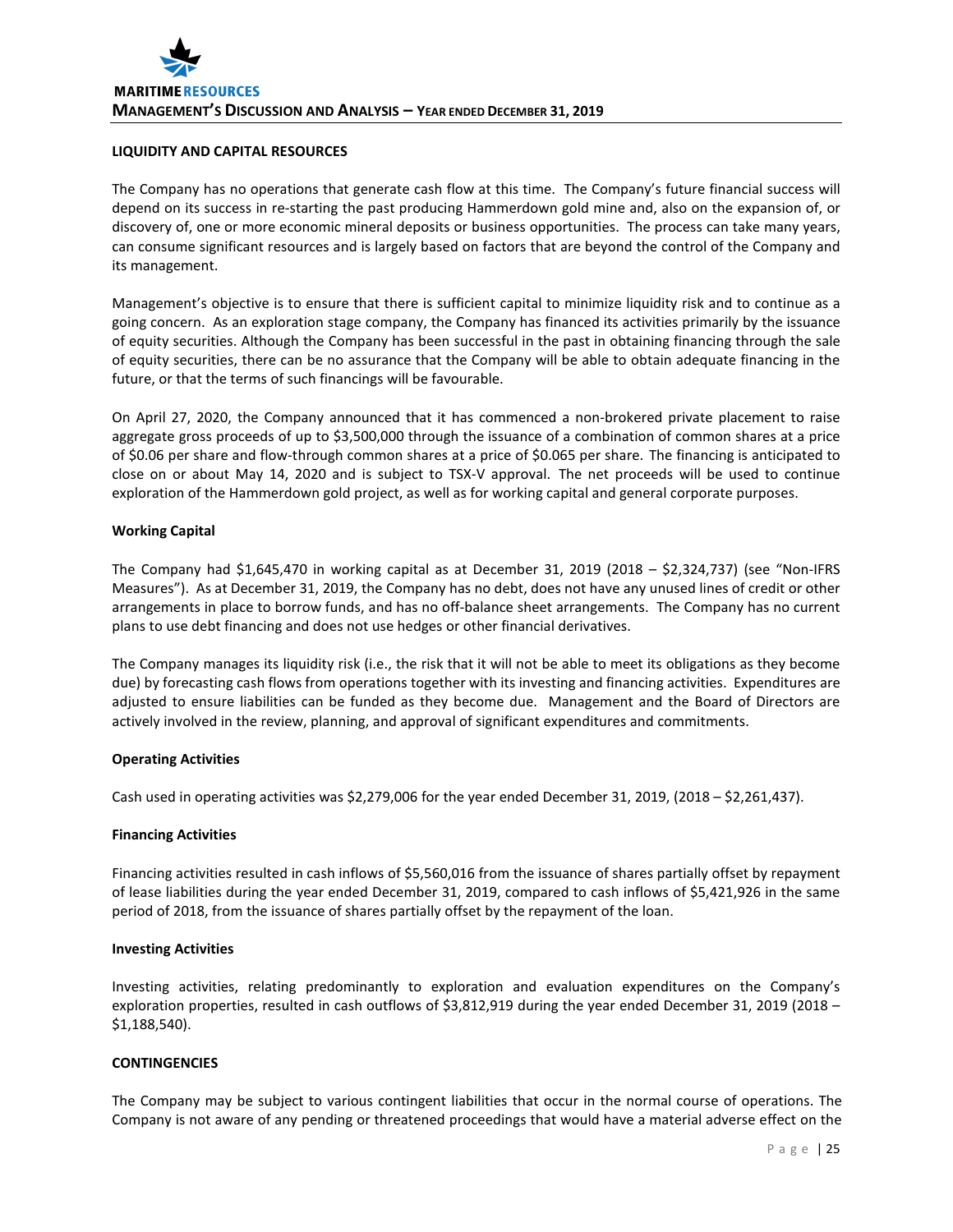## LIQUIDITY AND CAPITAL RESOURCES

The Company has no operations that generate cash flow at this time. The Company's future financial success will depend on its success in re-starting the past producing Hammerdown gold mine and, also on the expansion of, or discovery of, one or more economic mineral deposits or business opportunities. The process can take many years, can consume significant resources and is largely based on factors that are beyond the control of the Company and its management.

Management's objective is to ensure that there is sufficient capital to minimize liquidity risk and to continue as a going concern. As an exploration stage company, the Company has financed its activities primarily by the issuance of equity securities. Although the Company has been successful in the past in obtaining financing through the sale of equity securities, there can be no assurance that the Company will be able to obtain adequate financing in the future, or that the terms of such financings will be favourable.

On April 27, 2020, the Company announced that it has commenced a non-brokered private placement to raise aggregate gross proceeds of up to $3,500,000 through the issuance of a combination of common shares at a price of $0.06 per share and flow-through common shares at a price of $0.065 per share. The financing is anticipated to close on or about May 14, 2020 and is subject to TSX-V approval. The net proceeds will be used to continue exploration of the Hammerdown gold project, as well as for working capital and general corporate purposes.

### Working Capital

The Company had $1,645,470 in working capital as at December 31, 2019 (2018 – $2,324,737) (see "Non-IFRS Measures"). As at December 31, 2019, the Company has no debt, does not have any unused lines of credit or other arrangements in place to borrow funds, and has no off-balance sheet arrangements. The Company has no current plans to use debt financing and does not use hedges or other financial derivatives.

The Company manages its liquidity risk (i.e., the risk that it will not be able to meet its obligations as they become due) by forecasting cash flows from operations together with its investing and financing activities. Expenditures are adjusted to ensure liabilities can be funded as they become due. Management and the Board of Directors are actively involved in the review, planning, and approval of significant expenditures and commitments.

### Operating Activities

Cash used in operating activities was $2,279,006 for the year ended December 31, 2019, (2018 – $2,261,437).

### Financing Activities

Financing activities resulted in cash inflows of $5,560,016 from the issuance of shares partially offset by repayment of lease liabilities during the year ended December 31, 2019, compared to cash inflows of $5,421,926 in the same period of 2018, from the issuance of shares partially offset by the repayment of the loan.

### Investing Activities

Investing activities, relating predominantly to exploration and evaluation expenditures on the Company's exploration properties, resulted in cash outflows of $3,812,919 during the year ended December 31, 2019 (2018 – $1,188,540).

## CONTINGENCIES

The Company may be subject to various contingent liabilities that occur in the normal course of operations. The Company is not aware of any pending or threatened proceedings that would have a material adverse effect on the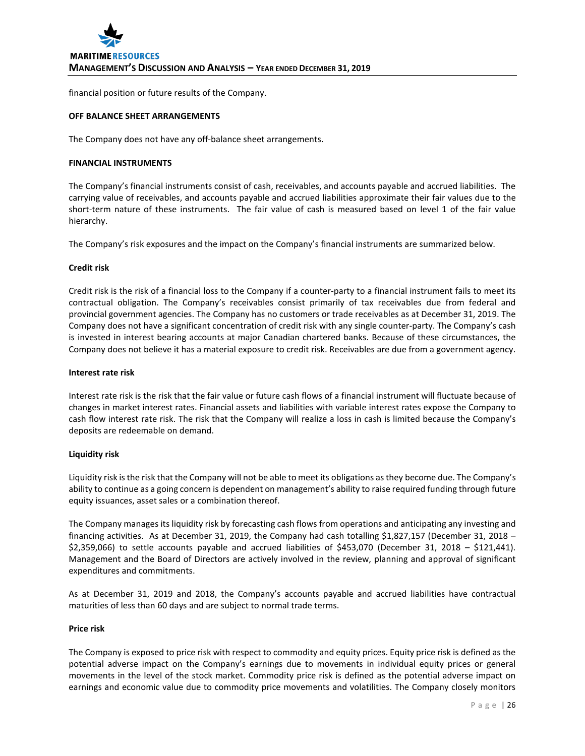financial position or future results of the Company.

**OFF BALANCE SHEET ARRANGEMENTS**

The Company does not have any off-balance sheet arrangements.

**FINANCIAL INSTRUMENTS**

The Company's financial instruments consist of cash, receivables, and accounts payable and accrued liabilities. The carrying value of receivables, and accounts payable and accrued liabilities approximate their fair values due to the short-term nature of these instruments. The fair value of cash is measured based on level 1 of the fair value hierarchy.

The Company's risk exposures and the impact on the Company's financial instruments are summarized below.

**Credit risk**

Credit risk is the risk of a financial loss to the Company if a counter-party to a financial instrument fails to meet its contractual obligation. The Company's receivables consist primarily of tax receivables due from federal and provincial government agencies. The Company has no customers or trade receivables as at December 31, 2019. The Company does not have a significant concentration of credit risk with any single counter-party. The Company's cash is invested in interest bearing accounts at major Canadian chartered banks. Because of these circumstances, the Company does not believe it has a material exposure to credit risk. Receivables are due from a government agency.

**Interest rate risk**

Interest rate risk is the risk that the fair value or future cash flows of a financial instrument will fluctuate because of changes in market interest rates. Financial assets and liabilities with variable interest rates expose the Company to cash flow interest rate risk. The risk that the Company will realize a loss in cash is limited because the Company's deposits are redeemable on demand.

**Liquidity risk**

Liquidity risk is the risk that the Company will not be able to meet its obligations as they become due. The Company's ability to continue as a going concern is dependent on management's ability to raise required funding through future equity issuances, asset sales or a combination thereof.

The Company manages its liquidity risk by forecasting cash flows from operations and anticipating any investing and financing activities. As at December 31, 2019, the Company had cash totalling $1,827,157 (December 31, 2018 – $2,359,066) to settle accounts payable and accrued liabilities of $453,070 (December 31, 2018 – $121,441). Management and the Board of Directors are actively involved in the review, planning and approval of significant expenditures and commitments.

As at December 31, 2019 and 2018, the Company's accounts payable and accrued liabilities have contractual maturities of less than 60 days and are subject to normal trade terms.

**Price risk**

The Company is exposed to price risk with respect to commodity and equity prices. Equity price risk is defined as the potential adverse impact on the Company's earnings due to movements in individual equity prices or general movements in the level of the stock market. Commodity price risk is defined as the potential adverse impact on earnings and economic value due to commodity price movements and volatilities. The Company closely monitors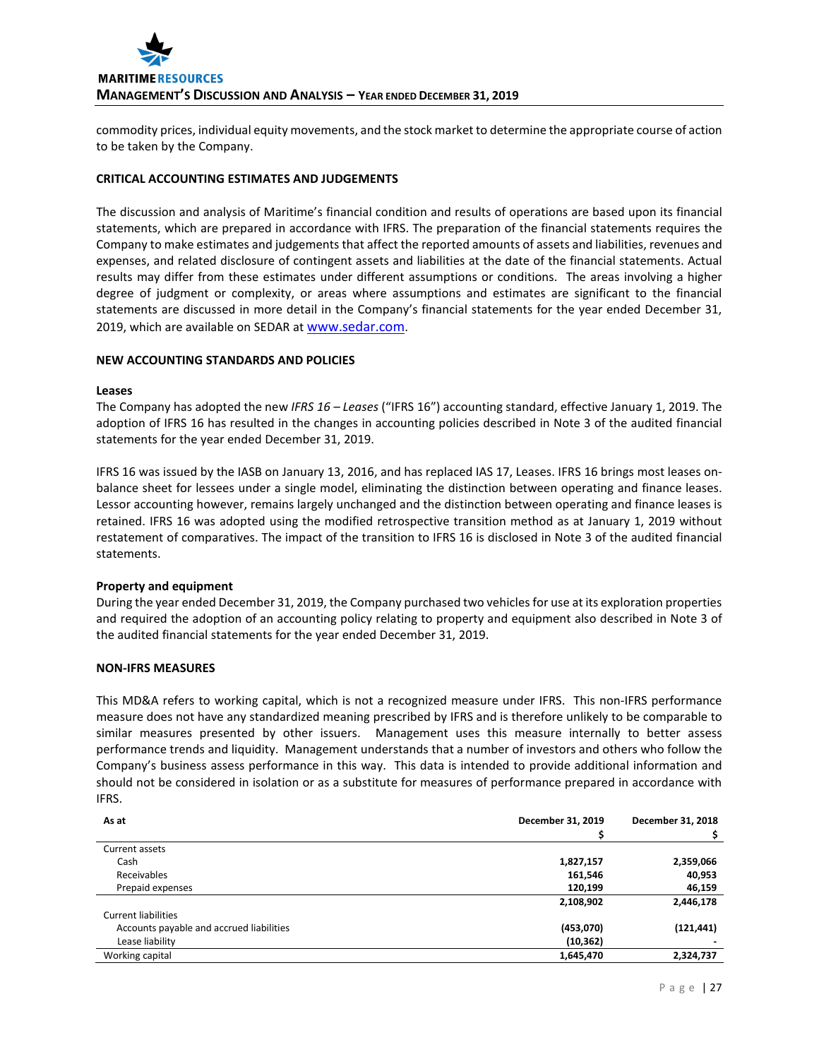commodity prices, individual equity movements, and the stock market to determine the appropriate course of action to be taken by the Company.

## CRITICAL ACCOUNTING ESTIMATES AND JUDGEMENTS

The discussion and analysis of Maritime's financial condition and results of operations are based upon its financial statements, which are prepared in accordance with IFRS. The preparation of the financial statements requires the Company to make estimates and judgements that affect the reported amounts of assets and liabilities, revenues and expenses, and related disclosure of contingent assets and liabilities at the date of the financial statements. Actual results may differ from these estimates under different assumptions or conditions. The areas involving a higher degree of judgment or complexity, or areas where assumptions and estimates are significant to the financial statements are discussed in more detail in the Company's financial statements for the year ended December 31, 2019, which are available on SEDAR at www.sedar.com.

## NEW ACCOUNTING STANDARDS AND POLICIES

### Leases

The Company has adopted the new *IFRS 16 – Leases* ("IFRS 16") accounting standard, effective January 1, 2019. The adoption of IFRS 16 has resulted in the changes in accounting policies described in Note 3 of the audited financial statements for the year ended December 31, 2019.

IFRS 16 was issued by the IASB on January 13, 2016, and has replaced IAS 17, Leases. IFRS 16 brings most leases on-balance sheet for lessees under a single model, eliminating the distinction between operating and finance leases. Lessor accounting however, remains largely unchanged and the distinction between operating and finance leases is retained. IFRS 16 was adopted using the modified retrospective transition method as at January 1, 2019 without restatement of comparatives. The impact of the transition to IFRS 16 is disclosed in Note 3 of the audited financial statements.

### Property and equipment

During the year ended December 31, 2019, the Company purchased two vehicles for use at its exploration properties and required the adoption of an accounting policy relating to property and equipment also described in Note 3 of the audited financial statements for the year ended December 31, 2019.

## NON-IFRS MEASURES

This MD&A refers to working capital, which is not a recognized measure under IFRS. This non-IFRS performance measure does not have any standardized meaning prescribed by IFRS and is therefore unlikely to be comparable to similar measures presented by other issuers. Management uses this measure internally to better assess performance trends and liquidity. Management understands that a number of investors and others who follow the Company's business assess performance in this way. This data is intended to provide additional information and should not be considered in isolation or as a substitute for measures of performance prepared in accordance with IFRS.

| As at | December 31, 2019<br>$ | December 31, 2018<br>$ |
|---|---|---|
| Current assets | | |
| Cash | **1,827,157** | **2,359,066** |
| Receivables | **161,546** | **40,953** |
| Prepaid expenses | **120,199** | **46,159** |
| | **2,108,902** | **2,446,178** |
| Current liabilities | | |
| Accounts payable and accrued liabilities | **(453,070)** | **(121,441)** |
| Lease liability | **(10,362)** | **-** |
| Working capital | **1,645,470** | **2,324,737** |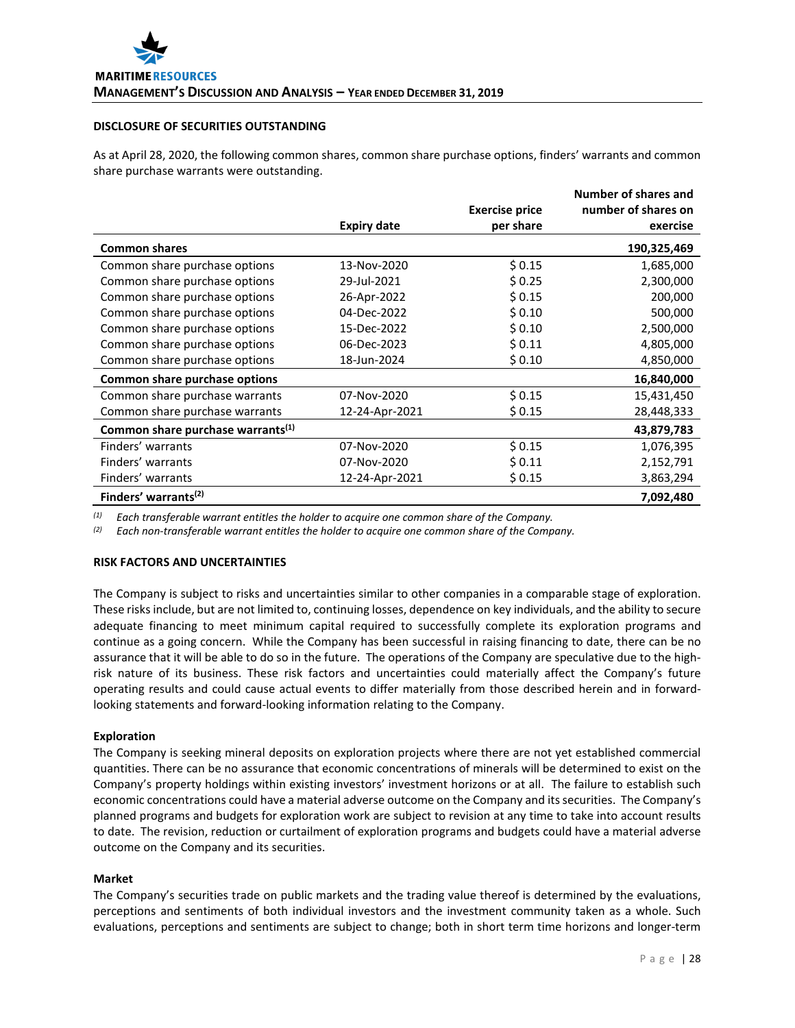## DISCLOSURE OF SECURITIES OUTSTANDING

As at April 28, 2020, the following common shares, common share purchase options, finders' warrants and common share purchase warrants were outstanding.

| | Expiry date | Exercise price per share | Number of shares and number of shares on exercise |
|---|---|---|---|
| **Common shares** | | | **190,325,469** |
| Common share purchase options | 13-Nov-2020 | $ 0.15 | 1,685,000 |
| Common share purchase options | 29-Jul-2021 | $ 0.25 | 2,300,000 |
| Common share purchase options | 26-Apr-2022 | $ 0.15 | 200,000 |
| Common share purchase options | 04-Dec-2022 | $ 0.10 | 500,000 |
| Common share purchase options | 15-Dec-2022 | $ 0.10 | 2,500,000 |
| Common share purchase options | 06-Dec-2023 | $ 0.11 | 4,805,000 |
| Common share purchase options | 18-Jun-2024 | $ 0.10 | 4,850,000 |
| **Common share purchase options** | | | **16,840,000** |
| Common share purchase warrants | 07-Nov-2020 | $ 0.15 | 15,431,450 |
| Common share purchase warrants | 12-24-Apr-2021 | $ 0.15 | 28,448,333 |
| **Common share purchase warrants[(1)]** | | | **43,879,783** |
| Finders' warrants | 07-Nov-2020 | $ 0.15 | 1,076,395 |
| Finders' warrants | 07-Nov-2020 | $ 0.11 | 2,152,791 |
| Finders' warrants | 12-24-Apr-2021 | $ 0.15 | 3,863,294 |
| **Finders' warrants[(2)]** | | | **7,092,480** |

[(1)] *Each transferable warrant entitles the holder to acquire one common share of the Company.*
[(2)] *Each non-transferable warrant entitles the holder to acquire one common share of the Company.*

## RISK FACTORS AND UNCERTAINTIES

The Company is subject to risks and uncertainties similar to other companies in a comparable stage of exploration. These risks include, but are not limited to, continuing losses, dependence on key individuals, and the ability to secure adequate financing to meet minimum capital required to successfully complete its exploration programs and continue as a going concern. While the Company has been successful in raising financing to date, there can be no assurance that it will be able to do so in the future. The operations of the Company are speculative due to the high-risk nature of its business. These risk factors and uncertainties could materially affect the Company's future operating results and could cause actual events to differ materially from those described herein and in forward-looking statements and forward-looking information relating to the Company.

### Exploration

The Company is seeking mineral deposits on exploration projects where there are not yet established commercial quantities. There can be no assurance that economic concentrations of minerals will be determined to exist on the Company's property holdings within existing investors' investment horizons or at all. The failure to establish such economic concentrations could have a material adverse outcome on the Company and its securities. The Company's planned programs and budgets for exploration work are subject to revision at any time to take into account results to date. The revision, reduction or curtailment of exploration programs and budgets could have a material adverse outcome on the Company and its securities.

### Market

The Company's securities trade on public markets and the trading value thereof is determined by the evaluations, perceptions and sentiments of both individual investors and the investment community taken as a whole. Such evaluations, perceptions and sentiments are subject to change; both in short term time horizons and longer-term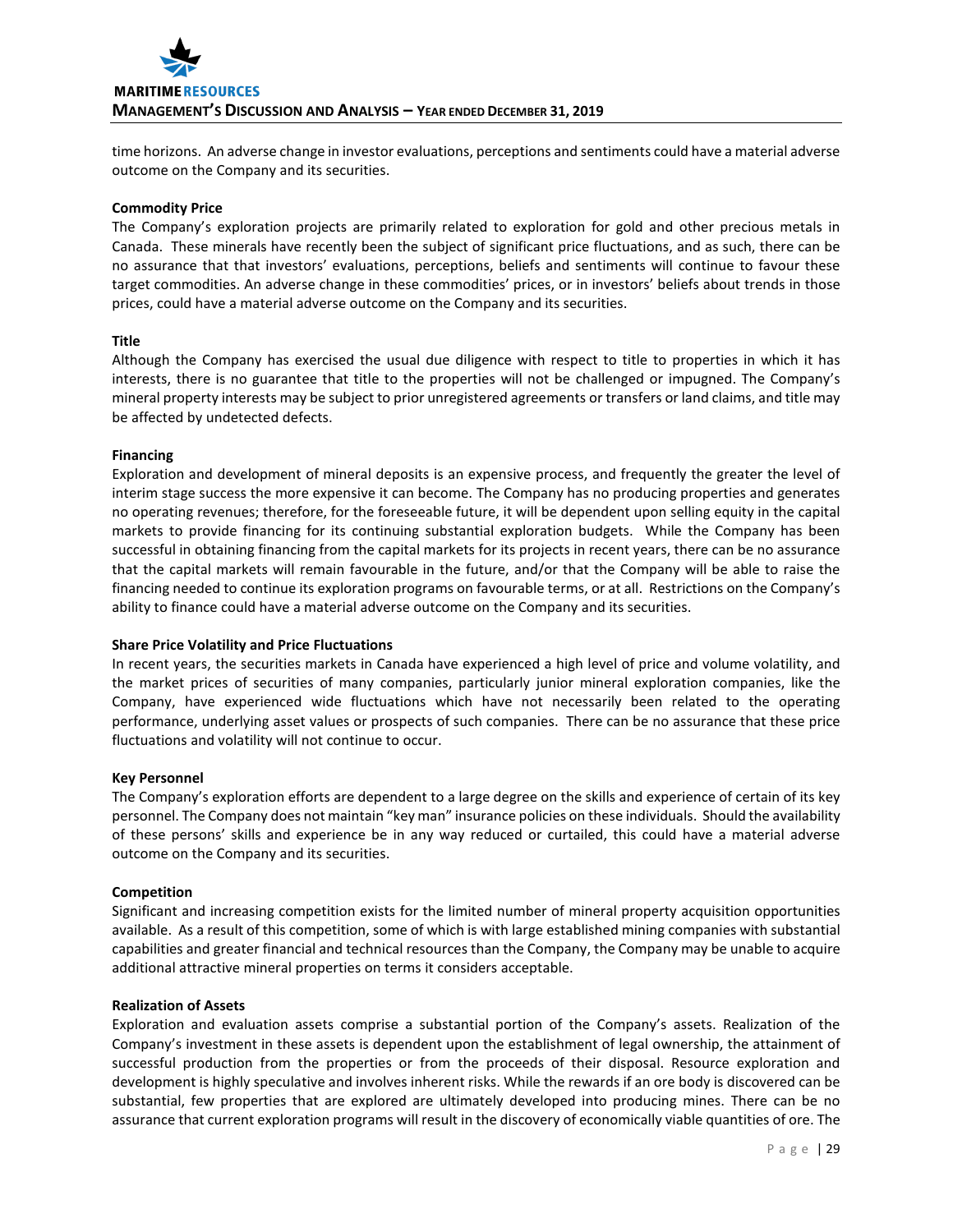time horizons. An adverse change in investor evaluations, perceptions and sentiments could have a material adverse outcome on the Company and its securities.

**Commodity Price**

The Company's exploration projects are primarily related to exploration for gold and other precious metals in Canada. These minerals have recently been the subject of significant price fluctuations, and as such, there can be no assurance that that investors' evaluations, perceptions, beliefs and sentiments will continue to favour these target commodities. An adverse change in these commodities' prices, or in investors' beliefs about trends in those prices, could have a material adverse outcome on the Company and its securities.

**Title**

Although the Company has exercised the usual due diligence with respect to title to properties in which it has interests, there is no guarantee that title to the properties will not be challenged or impugned. The Company's mineral property interests may be subject to prior unregistered agreements or transfers or land claims, and title may be affected by undetected defects.

**Financing**

Exploration and development of mineral deposits is an expensive process, and frequently the greater the level of interim stage success the more expensive it can become. The Company has no producing properties and generates no operating revenues; therefore, for the foreseeable future, it will be dependent upon selling equity in the capital markets to provide financing for its continuing substantial exploration budgets. While the Company has been successful in obtaining financing from the capital markets for its projects in recent years, there can be no assurance that the capital markets will remain favourable in the future, and/or that the Company will be able to raise the financing needed to continue its exploration programs on favourable terms, or at all. Restrictions on the Company's ability to finance could have a material adverse outcome on the Company and its securities.

**Share Price Volatility and Price Fluctuations**

In recent years, the securities markets in Canada have experienced a high level of price and volume volatility, and the market prices of securities of many companies, particularly junior mineral exploration companies, like the Company, have experienced wide fluctuations which have not necessarily been related to the operating performance, underlying asset values or prospects of such companies. There can be no assurance that these price fluctuations and volatility will not continue to occur.

**Key Personnel**

The Company's exploration efforts are dependent to a large degree on the skills and experience of certain of its key personnel. The Company does not maintain "key man" insurance policies on these individuals. Should the availability of these persons' skills and experience be in any way reduced or curtailed, this could have a material adverse outcome on the Company and its securities.

**Competition**

Significant and increasing competition exists for the limited number of mineral property acquisition opportunities available. As a result of this competition, some of which is with large established mining companies with substantial capabilities and greater financial and technical resources than the Company, the Company may be unable to acquire additional attractive mineral properties on terms it considers acceptable.

**Realization of Assets**

Exploration and evaluation assets comprise a substantial portion of the Company's assets. Realization of the Company's investment in these assets is dependent upon the establishment of legal ownership, the attainment of successful production from the properties or from the proceeds of their disposal. Resource exploration and development is highly speculative and involves inherent risks. While the rewards if an ore body is discovered can be substantial, few properties that are explored are ultimately developed into producing mines. There can be no assurance that current exploration programs will result in the discovery of economically viable quantities of ore. The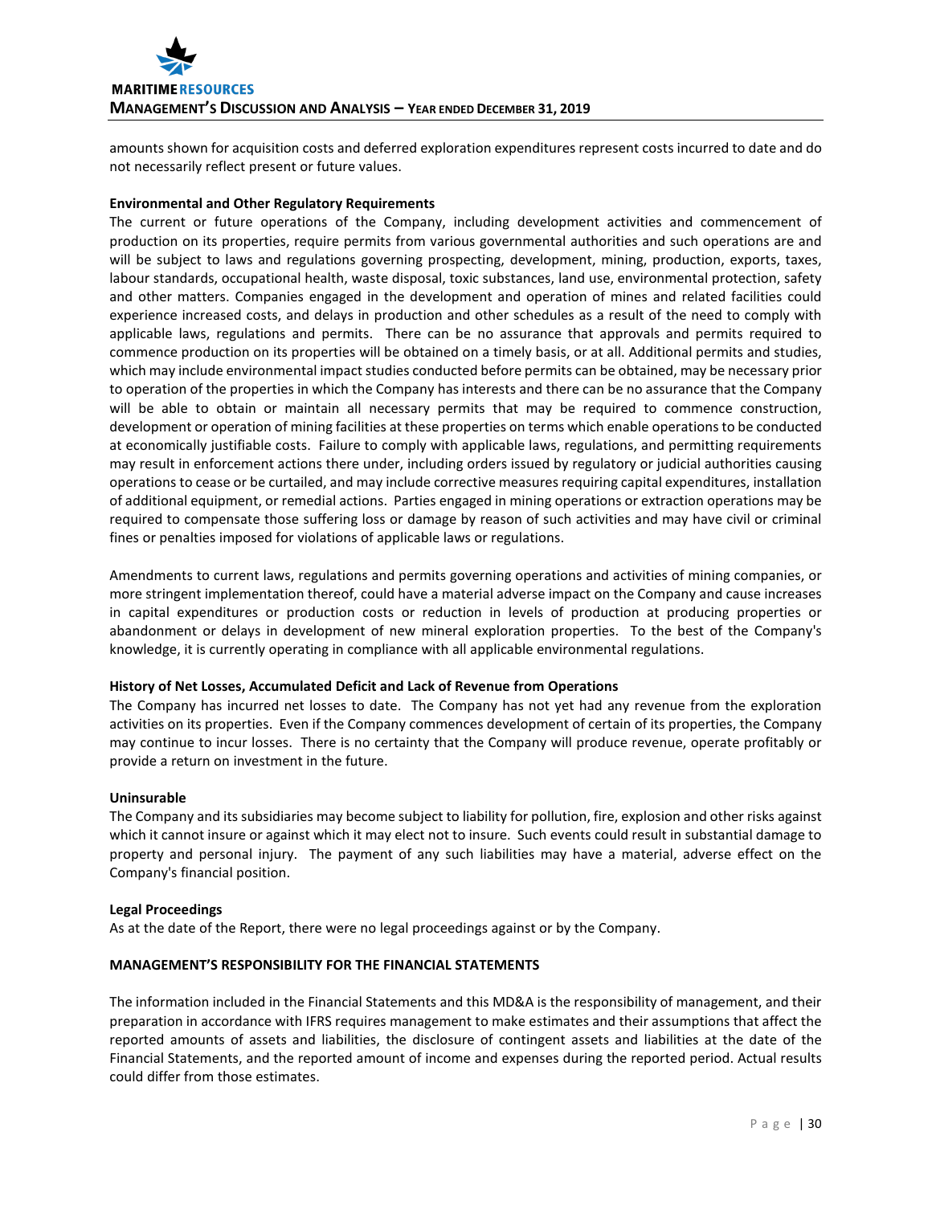amounts shown for acquisition costs and deferred exploration expenditures represent costs incurred to date and do not necessarily reflect present or future values.

**Environmental and Other Regulatory Requirements**

The current or future operations of the Company, including development activities and commencement of production on its properties, require permits from various governmental authorities and such operations are and will be subject to laws and regulations governing prospecting, development, mining, production, exports, taxes, labour standards, occupational health, waste disposal, toxic substances, land use, environmental protection, safety and other matters. Companies engaged in the development and operation of mines and related facilities could experience increased costs, and delays in production and other schedules as a result of the need to comply with applicable laws, regulations and permits. There can be no assurance that approvals and permits required to commence production on its properties will be obtained on a timely basis, or at all. Additional permits and studies, which may include environmental impact studies conducted before permits can be obtained, may be necessary prior to operation of the properties in which the Company has interests and there can be no assurance that the Company will be able to obtain or maintain all necessary permits that may be required to commence construction, development or operation of mining facilities at these properties on terms which enable operations to be conducted at economically justifiable costs. Failure to comply with applicable laws, regulations, and permitting requirements may result in enforcement actions there under, including orders issued by regulatory or judicial authorities causing operations to cease or be curtailed, and may include corrective measures requiring capital expenditures, installation of additional equipment, or remedial actions. Parties engaged in mining operations or extraction operations may be required to compensate those suffering loss or damage by reason of such activities and may have civil or criminal fines or penalties imposed for violations of applicable laws or regulations.

Amendments to current laws, regulations and permits governing operations and activities of mining companies, or more stringent implementation thereof, could have a material adverse impact on the Company and cause increases in capital expenditures or production costs or reduction in levels of production at producing properties or abandonment or delays in development of new mineral exploration properties. To the best of the Company's knowledge, it is currently operating in compliance with all applicable environmental regulations.

**History of Net Losses, Accumulated Deficit and Lack of Revenue from Operations**

The Company has incurred net losses to date. The Company has not yet had any revenue from the exploration activities on its properties. Even if the Company commences development of certain of its properties, the Company may continue to incur losses. There is no certainty that the Company will produce revenue, operate profitably or provide a return on investment in the future.

**Uninsurable**

The Company and its subsidiaries may become subject to liability for pollution, fire, explosion and other risks against which it cannot insure or against which it may elect not to insure. Such events could result in substantial damage to property and personal injury. The payment of any such liabilities may have a material, adverse effect on the Company's financial position.

**Legal Proceedings**

As at the date of the Report, there were no legal proceedings against or by the Company.

## MANAGEMENT'S RESPONSIBILITY FOR THE FINANCIAL STATEMENTS

The information included in the Financial Statements and this MD&A is the responsibility of management, and their preparation in accordance with IFRS requires management to make estimates and their assumptions that affect the reported amounts of assets and liabilities, the disclosure of contingent assets and liabilities at the date of the Financial Statements, and the reported amount of income and expenses during the reported period. Actual results could differ from those estimates.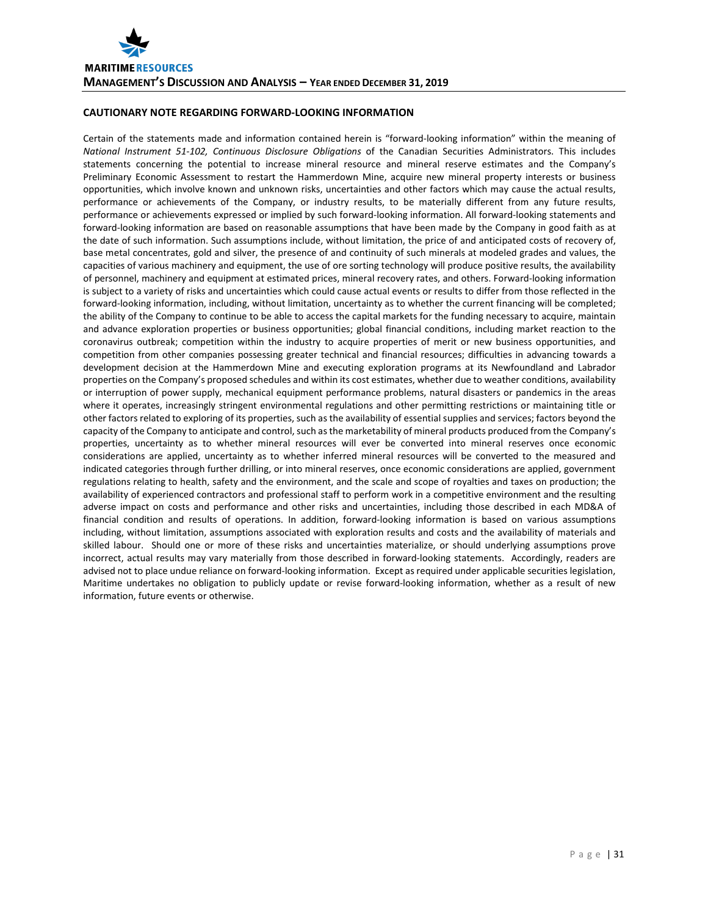## CAUTIONARY NOTE REGARDING FORWARD-LOOKING INFORMATION

Certain of the statements made and information contained herein is "forward-looking information" within the meaning of *National Instrument 51-102, Continuous Disclosure Obligations* of the Canadian Securities Administrators. This includes statements concerning the potential to increase mineral resource and mineral reserve estimates and the Company's Preliminary Economic Assessment to restart the Hammerdown Mine, acquire new mineral property interests or business opportunities, which involve known and unknown risks, uncertainties and other factors which may cause the actual results, performance or achievements of the Company, or industry results, to be materially different from any future results, performance or achievements expressed or implied by such forward-looking information. All forward-looking statements and forward-looking information are based on reasonable assumptions that have been made by the Company in good faith as at the date of such information. Such assumptions include, without limitation, the price of and anticipated costs of recovery of, base metal concentrates, gold and silver, the presence of and continuity of such minerals at modeled grades and values, the capacities of various machinery and equipment, the use of ore sorting technology will produce positive results, the availability of personnel, machinery and equipment at estimated prices, mineral recovery rates, and others. Forward-looking information is subject to a variety of risks and uncertainties which could cause actual events or results to differ from those reflected in the forward-looking information, including, without limitation, uncertainty as to whether the current financing will be completed; the ability of the Company to continue to be able to access the capital markets for the funding necessary to acquire, maintain and advance exploration properties or business opportunities; global financial conditions, including market reaction to the coronavirus outbreak; competition within the industry to acquire properties of merit or new business opportunities, and competition from other companies possessing greater technical and financial resources; difficulties in advancing towards a development decision at the Hammerdown Mine and executing exploration programs at its Newfoundland and Labrador properties on the Company's proposed schedules and within its cost estimates, whether due to weather conditions, availability or interruption of power supply, mechanical equipment performance problems, natural disasters or pandemics in the areas where it operates, increasingly stringent environmental regulations and other permitting restrictions or maintaining title or other factors related to exploring of its properties, such as the availability of essential supplies and services; factors beyond the capacity of the Company to anticipate and control, such as the marketability of mineral products produced from the Company's properties, uncertainty as to whether mineral resources will ever be converted into mineral reserves once economic considerations are applied, uncertainty as to whether inferred mineral resources will be converted to the measured and indicated categories through further drilling, or into mineral reserves, once economic considerations are applied, government regulations relating to health, safety and the environment, and the scale and scope of royalties and taxes on production; the availability of experienced contractors and professional staff to perform work in a competitive environment and the resulting adverse impact on costs and performance and other risks and uncertainties, including those described in each MD&A of financial condition and results of operations. In addition, forward-looking information is based on various assumptions including, without limitation, assumptions associated with exploration results and costs and the availability of materials and skilled labour. Should one or more of these risks and uncertainties materialize, or should underlying assumptions prove incorrect, actual results may vary materially from those described in forward-looking statements. Accordingly, readers are advised not to place undue reliance on forward-looking information. Except as required under applicable securities legislation, Maritime undertakes no obligation to publicly update or revise forward-looking information, whether as a result of new information, future events or otherwise.